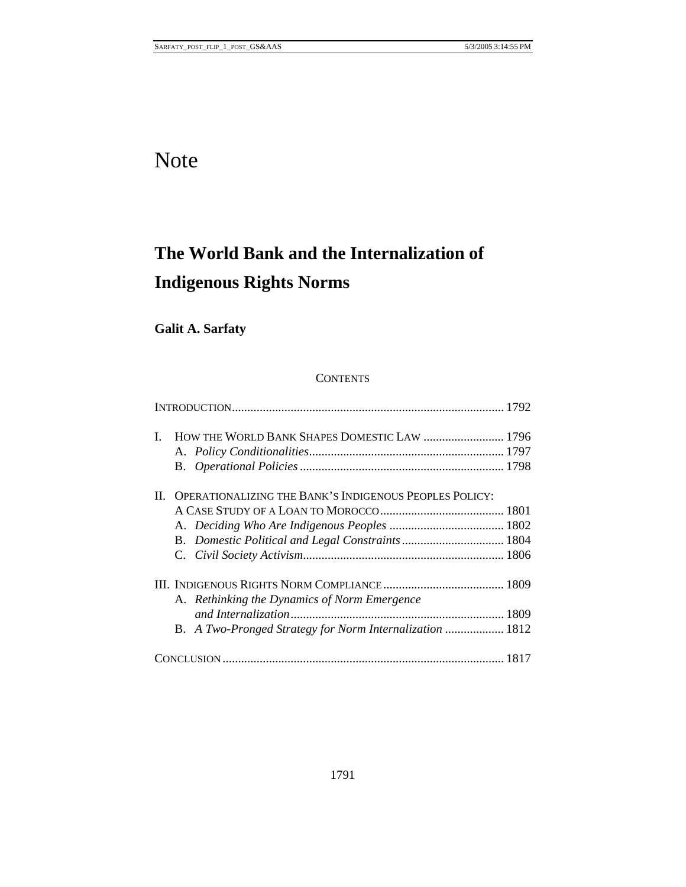# Note

## The World Bank and the Internalization of Indigenous Rights Norms

**Galit A. Sarfaty**

CONTENTS

INTRODUCTION ....................................................................................... 1792

I. HOW THE WORLD BANK SHAPES DOMESTIC LAW .......................... 1796
   A. *Policy Conditionalities* .............................................................. 1797
   B. *Operational Policies* ................................................................. 1798

II. OPERATIONALIZING THE BANK'S INDIGENOUS PEOPLES POLICY: A CASE STUDY OF A LOAN TO MOROCCO ........................................ 1801
   A. *Deciding Who Are Indigenous Peoples* ..................................... 1802
   B. *Domestic Political and Legal Constraints* ................................. 1804
   C. *Civil Society Activism* ................................................................ 1806

III. INDIGENOUS RIGHTS NORM COMPLIANCE ....................................... 1809
   A. *Rethinking the Dynamics of Norm Emergence and Internalization* .................................................................... 1809
   B. *A Two-Pronged Strategy for Norm Internalization* ................... 1812

CONCLUSION ........................................................................................... 1817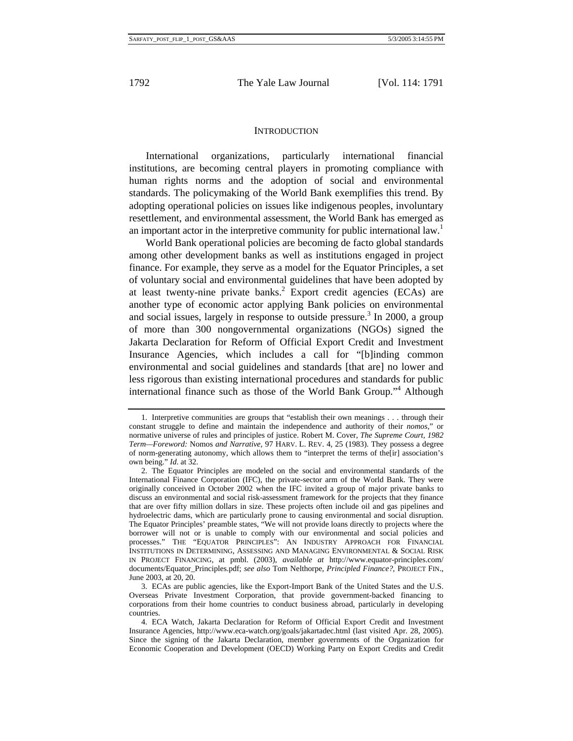## INTRODUCTION

International organizations, particularly international financial institutions, are becoming central players in promoting compliance with human rights norms and the adoption of social and environmental standards. The policymaking of the World Bank exemplifies this trend. By adopting operational policies on issues like indigenous peoples, involuntary resettlement, and environmental assessment, the World Bank has emerged as an important actor in the interpretive community for public international law.[1]

World Bank operational policies are becoming de facto global standards among other development banks as well as institutions engaged in project finance. For example, they serve as a model for the Equator Principles, a set of voluntary social and environmental guidelines that have been adopted by at least twenty-nine private banks.[2] Export credit agencies (ECAs) are another type of economic actor applying Bank policies on environmental and social issues, largely in response to outside pressure.[3] In 2000, a group of more than 300 nongovernmental organizations (NGOs) signed the Jakarta Declaration for Reform of Official Export Credit and Investment Insurance Agencies, which includes a call for "[b]inding common environmental and social guidelines and standards [that are] no lower and less rigorous than existing international procedures and standards for public international finance such as those of the World Bank Group."[4] Although

---

1. Interpretive communities are groups that "establish their own meanings . . . through their constant struggle to define and maintain the independence and authority of their *nomos*," or normative universe of rules and principles of justice. Robert M. Cover, *The Supreme Court, 1982 Term—Foreword:* Nomos *and Narrative*, 97 HARV. L. REV. 4, 25 (1983). They possess a degree of norm-generating autonomy, which allows them to "interpret the terms of the[ir] association's own being." *Id*. at 32.

2. The Equator Principles are modeled on the social and environmental standards of the International Finance Corporation (IFC), the private-sector arm of the World Bank. They were originally conceived in October 2002 when the IFC invited a group of major private banks to discuss an environmental and social risk-assessment framework for the projects that they finance that are over fifty million dollars in size. These projects often include oil and gas pipelines and hydroelectric dams, which are particularly prone to causing environmental and social disruption. The Equator Principles' preamble states, "We will not provide loans directly to projects where the borrower will not or is unable to comply with our environmental and social policies and processes." THE "EQUATOR PRINCIPLES": AN INDUSTRY APPROACH FOR FINANCIAL INSTITUTIONS IN DETERMINING, ASSESSING AND MANAGING ENVIRONMENTAL & SOCIAL RISK IN PROJECT FINANCING, at pmbl. (2003), *available at* http://www.equator-principles.com/documents/Equator_Principles.pdf; *see also* Tom Nelthorpe, *Principled Finance?*, PROJECT FIN., June 2003, at 20, 20.

3. ECAs are public agencies, like the Export-Import Bank of the United States and the U.S. Overseas Private Investment Corporation, that provide government-backed financing to corporations from their home countries to conduct business abroad, particularly in developing countries.

4. ECA Watch, Jakarta Declaration for Reform of Official Export Credit and Investment Insurance Agencies, http://www.eca-watch.org/goals/jakartadec.html (last visited Apr. 28, 2005). Since the signing of the Jakarta Declaration, member governments of the Organization for Economic Cooperation and Development (OECD) Working Party on Export Credits and Credit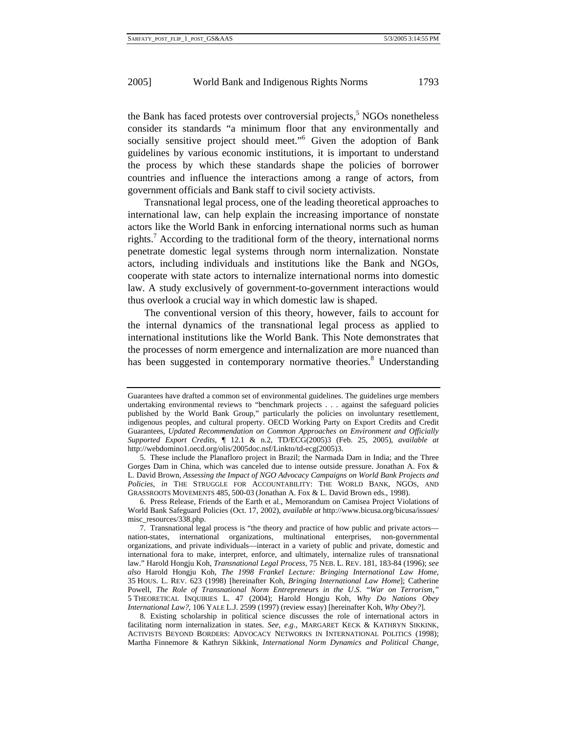the Bank has faced protests over controversial projects,[5] NGOs nonetheless consider its standards "a minimum floor that any environmentally and socially sensitive project should meet."[6] Given the adoption of Bank guidelines by various economic institutions, it is important to understand the process by which these standards shape the policies of borrower countries and influence the interactions among a range of actors, from government officials and Bank staff to civil society activists.

Transnational legal process, one of the leading theoretical approaches to international law, can help explain the increasing importance of nonstate actors like the World Bank in enforcing international norms such as human rights.[7] According to the traditional form of the theory, international norms penetrate domestic legal systems through norm internalization. Nonstate actors, including individuals and institutions like the Bank and NGOs, cooperate with state actors to internalize international norms into domestic law. A study exclusively of government-to-government interactions would thus overlook a crucial way in which domestic law is shaped.

The conventional version of this theory, however, fails to account for the internal dynamics of the transnational legal process as applied to international institutions like the World Bank. This Note demonstrates that the processes of norm emergence and internalization are more nuanced than has been suggested in contemporary normative theories.[8] Understanding

---

Guarantees have drafted a common set of environmental guidelines. The guidelines urge members undertaking environmental reviews to "benchmark projects . . . against the safeguard policies published by the World Bank Group," particularly the policies on involuntary resettlement, indigenous peoples, and cultural property. OECD Working Party on Export Credits and Credit Guarantees, *Updated Recommendation on Common Approaches on Environment and Officially Supported Export Credits*, ¶ 12.1 & n.2, TD/ECG(2005)3 (Feb. 25, 2005), *available at* http://webdomino1.oecd.org/olis/2005doc.nsf/Linkto/td-ecg(2005)3.

5. These include the Planafloro project in Brazil; the Narmada Dam in India; and the Three Gorges Dam in China, which was canceled due to intense outside pressure. Jonathan A. Fox & L. David Brown, *Assessing the Impact of NGO Advocacy Campaigns on World Bank Projects and Policies*, *in* THE STRUGGLE FOR ACCOUNTABILITY: THE WORLD BANK, NGOS, AND GRASSROOTS MOVEMENTS 485, 500-03 (Jonathan A. Fox & L. David Brown eds., 1998).

6. Press Release, Friends of the Earth et al., Memorandum on Camisea Project Violations of World Bank Safeguard Policies (Oct. 17, 2002), *available at* http://www.bicusa.org/bicusa/issues/misc_resources/338.php.

7. Transnational legal process is "the theory and practice of how public and private actors—nation-states, international organizations, multinational enterprises, non-governmental organizations, and private individuals—interact in a variety of public and private, domestic and international fora to make, interpret, enforce, and ultimately, internalize rules of transnational law." Harold Hongju Koh, *Transnational Legal Process*, 75 NEB. L. REV. 181, 183-84 (1996); *see also* Harold Hongju Koh, *The 1998 Frankel Lecture: Bringing International Law Home*, 35 HOUS. L. REV. 623 (1998) [hereinafter Koh, *Bringing International Law Home*]; Catherine Powell, *The Role of Transnational Norm Entrepreneurs in the U.S. "War on Terrorism*,*"* 5 THEORETICAL INQUIRIES L. 47 (2004); Harold Hongju Koh, *Why Do Nations Obey International Law?*, 106 YALE L.J. 2599 (1997) (review essay) [hereinafter Koh, *Why Obey?*].

8. Existing scholarship in political science discusses the role of international actors in facilitating norm internalization in states. *See, e.g.*, MARGARET KECK & KATHRYN SIKKINK, ACTIVISTS BEYOND BORDERS: ADVOCACY NETWORKS IN INTERNATIONAL POLITICS (1998); Martha Finnemore & Kathryn Sikkink, *International Norm Dynamics and Political Change*,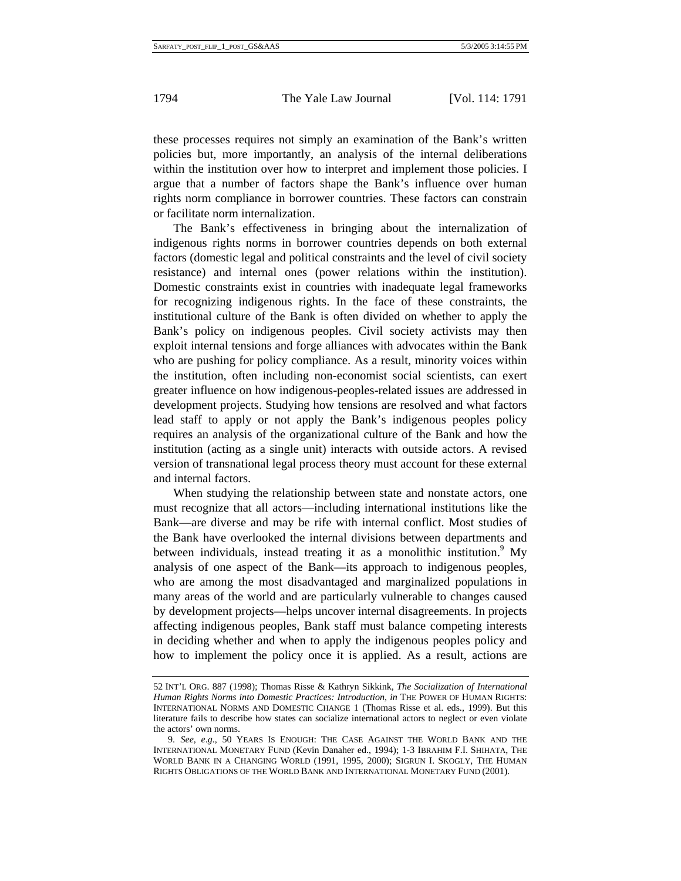these processes requires not simply an examination of the Bank's written policies but, more importantly, an analysis of the internal deliberations within the institution over how to interpret and implement those policies. I argue that a number of factors shape the Bank's influence over human rights norm compliance in borrower countries. These factors can constrain or facilitate norm internalization.

The Bank's effectiveness in bringing about the internalization of indigenous rights norms in borrower countries depends on both external factors (domestic legal and political constraints and the level of civil society resistance) and internal ones (power relations within the institution). Domestic constraints exist in countries with inadequate legal frameworks for recognizing indigenous rights. In the face of these constraints, the institutional culture of the Bank is often divided on whether to apply the Bank's policy on indigenous peoples. Civil society activists may then exploit internal tensions and forge alliances with advocates within the Bank who are pushing for policy compliance. As a result, minority voices within the institution, often including non-economist social scientists, can exert greater influence on how indigenous-peoples-related issues are addressed in development projects. Studying how tensions are resolved and what factors lead staff to apply or not apply the Bank's indigenous peoples policy requires an analysis of the organizational culture of the Bank and how the institution (acting as a single unit) interacts with outside actors. A revised version of transnational legal process theory must account for these external and internal factors.

When studying the relationship between state and nonstate actors, one must recognize that all actors—including international institutions like the Bank—are diverse and may be rife with internal conflict. Most studies of the Bank have overlooked the internal divisions between departments and between individuals, instead treating it as a monolithic institution.[9] My analysis of one aspect of the Bank—its approach to indigenous peoples, who are among the most disadvantaged and marginalized populations in many areas of the world and are particularly vulnerable to changes caused by development projects—helps uncover internal disagreements. In projects affecting indigenous peoples, Bank staff must balance competing interests in deciding whether and when to apply the indigenous peoples policy and how to implement the policy once it is applied. As a result, actions are

---

52 INT'L ORG. 887 (1998); Thomas Risse & Kathryn Sikkink, *The Socialization of International Human Rights Norms into Domestic Practices: Introduction*, *in* THE POWER OF HUMAN RIGHTS: INTERNATIONAL NORMS AND DOMESTIC CHANGE 1 (Thomas Risse et al. eds., 1999). But this literature fails to describe how states can socialize international actors to neglect or even violate the actors' own norms.

9. *See, e.g.*, 50 YEARS IS ENOUGH: THE CASE AGAINST THE WORLD BANK AND THE INTERNATIONAL MONETARY FUND (Kevin Danaher ed., 1994); 1-3 IBRAHIM F.I. SHIHATA, THE WORLD BANK IN A CHANGING WORLD (1991, 1995, 2000); SIGRUN I. SKOGLY, THE HUMAN RIGHTS OBLIGATIONS OF THE WORLD BANK AND INTERNATIONAL MONETARY FUND (2001).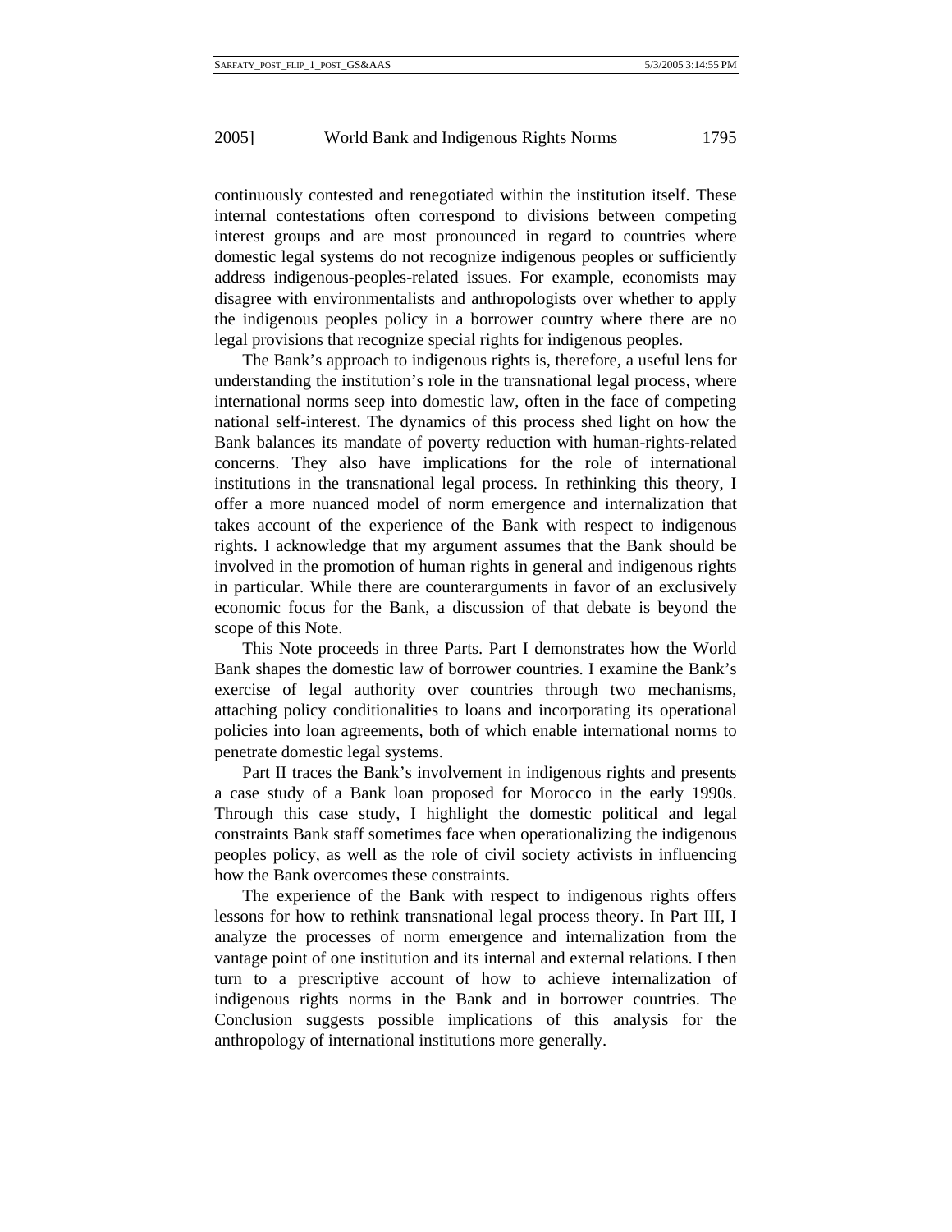continuously contested and renegotiated within the institution itself. These internal contestations often correspond to divisions between competing interest groups and are most pronounced in regard to countries where domestic legal systems do not recognize indigenous peoples or sufficiently address indigenous-peoples-related issues. For example, economists may disagree with environmentalists and anthropologists over whether to apply the indigenous peoples policy in a borrower country where there are no legal provisions that recognize special rights for indigenous peoples.

The Bank's approach to indigenous rights is, therefore, a useful lens for understanding the institution's role in the transnational legal process, where international norms seep into domestic law, often in the face of competing national self-interest. The dynamics of this process shed light on how the Bank balances its mandate of poverty reduction with human-rights-related concerns. They also have implications for the role of international institutions in the transnational legal process. In rethinking this theory, I offer a more nuanced model of norm emergence and internalization that takes account of the experience of the Bank with respect to indigenous rights. I acknowledge that my argument assumes that the Bank should be involved in the promotion of human rights in general and indigenous rights in particular. While there are counterarguments in favor of an exclusively economic focus for the Bank, a discussion of that debate is beyond the scope of this Note.

This Note proceeds in three Parts. Part I demonstrates how the World Bank shapes the domestic law of borrower countries. I examine the Bank's exercise of legal authority over countries through two mechanisms, attaching policy conditionalities to loans and incorporating its operational policies into loan agreements, both of which enable international norms to penetrate domestic legal systems.

Part II traces the Bank's involvement in indigenous rights and presents a case study of a Bank loan proposed for Morocco in the early 1990s. Through this case study, I highlight the domestic political and legal constraints Bank staff sometimes face when operationalizing the indigenous peoples policy, as well as the role of civil society activists in influencing how the Bank overcomes these constraints.

The experience of the Bank with respect to indigenous rights offers lessons for how to rethink transnational legal process theory. In Part III, I analyze the processes of norm emergence and internalization from the vantage point of one institution and its internal and external relations. I then turn to a prescriptive account of how to achieve internalization of indigenous rights norms in the Bank and in borrower countries. The Conclusion suggests possible implications of this analysis for the anthropology of international institutions more generally.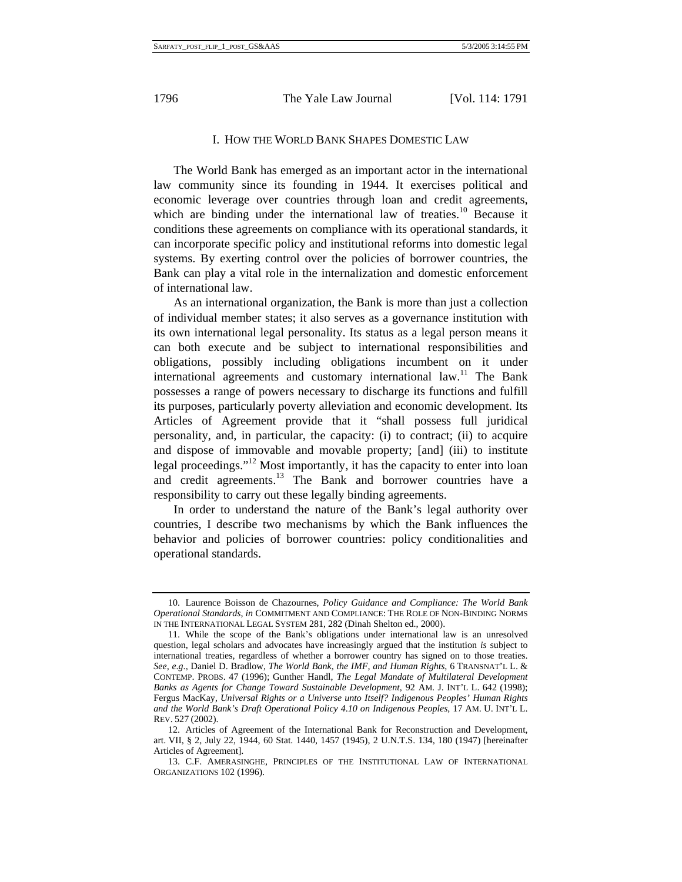## I. How the World Bank Shapes Domestic Law

The World Bank has emerged as an important actor in the international law community since its founding in 1944. It exercises political and economic leverage over countries through loan and credit agreements, which are binding under the international law of treaties.[10] Because it conditions these agreements on compliance with its operational standards, it can incorporate specific policy and institutional reforms into domestic legal systems. By exerting control over the policies of borrower countries, the Bank can play a vital role in the internalization and domestic enforcement of international law.

As an international organization, the Bank is more than just a collection of individual member states; it also serves as a governance institution with its own international legal personality. Its status as a legal person means it can both execute and be subject to international responsibilities and obligations, possibly including obligations incumbent on it under international agreements and customary international law.[11] The Bank possesses a range of powers necessary to discharge its functions and fulfill its purposes, particularly poverty alleviation and economic development. Its Articles of Agreement provide that it "shall possess full juridical personality, and, in particular, the capacity: (i) to contract; (ii) to acquire and dispose of immovable and movable property; [and] (iii) to institute legal proceedings."[12] Most importantly, it has the capacity to enter into loan and credit agreements.[13] The Bank and borrower countries have a responsibility to carry out these legally binding agreements.

In order to understand the nature of the Bank's legal authority over countries, I describe two mechanisms by which the Bank influences the behavior and policies of borrower countries: policy conditionalities and operational standards.

---

10. Laurence Boisson de Chazournes, *Policy Guidance and Compliance: The World Bank Operational Standards*, *in* COMMITMENT AND COMPLIANCE: THE ROLE OF NON-BINDING NORMS IN THE INTERNATIONAL LEGAL SYSTEM 281, 282 (Dinah Shelton ed., 2000).

11. While the scope of the Bank's obligations under international law is an unresolved question, legal scholars and advocates have increasingly argued that the institution *is* subject to international treaties, regardless of whether a borrower country has signed on to those treaties. *See, e.g.*, Daniel D. Bradlow, *The World Bank, the IMF, and Human Rights*, 6 TRANSNAT'L L. & CONTEMP. PROBS. 47 (1996); Gunther Handl, *The Legal Mandate of Multilateral Development Banks as Agents for Change Toward Sustainable Development*, 92 AM. J. INT'L L. 642 (1998); Fergus MacKay, *Universal Rights or a Universe unto Itself? Indigenous Peoples' Human Rights and the World Bank's Draft Operational Policy 4.10 on Indigenous Peoples*, 17 AM. U. INT'L L. REV. 527 (2002).

12. Articles of Agreement of the International Bank for Reconstruction and Development, art. VII, § 2, July 22, 1944, 60 Stat. 1440, 1457 (1945), 2 U.N.T.S. 134, 180 (1947) [hereinafter Articles of Agreement].

13. C.F. AMERASINGHE, PRINCIPLES OF THE INSTITUTIONAL LAW OF INTERNATIONAL ORGANIZATIONS 102 (1996).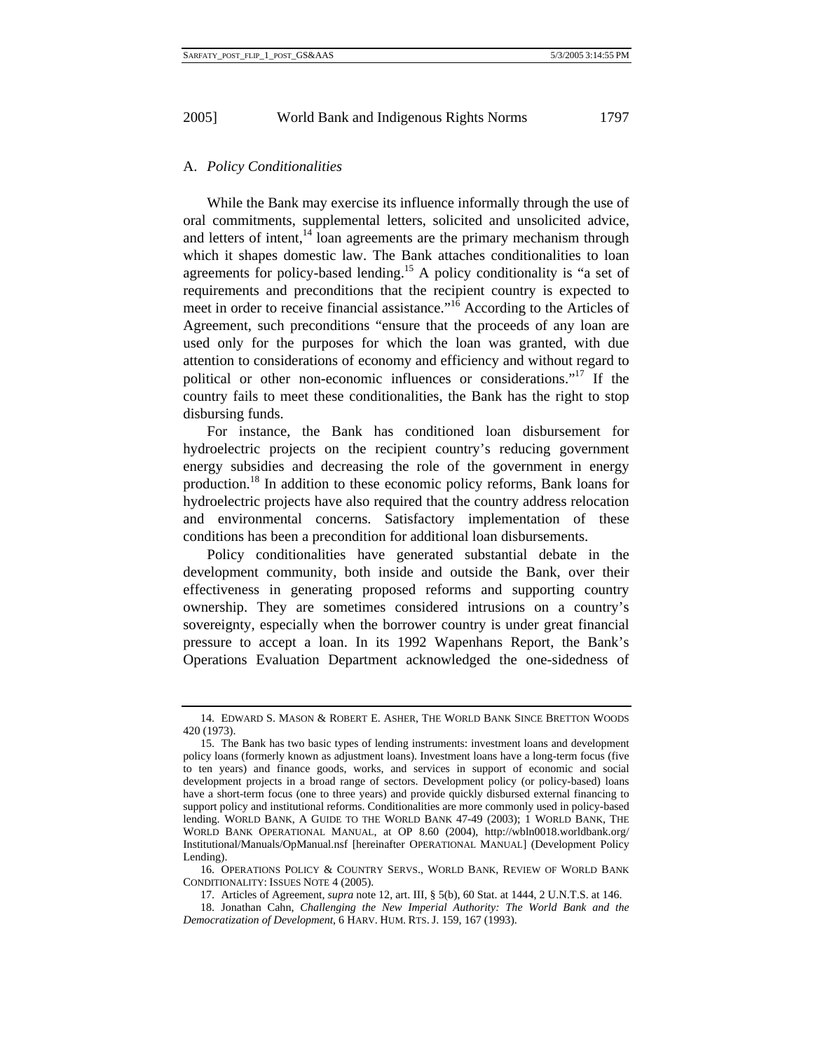### A. *Policy Conditionalities*

While the Bank may exercise its influence informally through the use of oral commitments, supplemental letters, solicited and unsolicited advice, and letters of intent,[14] loan agreements are the primary mechanism through which it shapes domestic law. The Bank attaches conditionalities to loan agreements for policy-based lending.[15] A policy conditionality is "a set of requirements and preconditions that the recipient country is expected to meet in order to receive financial assistance."[16] According to the Articles of Agreement, such preconditions "ensure that the proceeds of any loan are used only for the purposes for which the loan was granted, with due attention to considerations of economy and efficiency and without regard to political or other non-economic influences or considerations."[17] If the country fails to meet these conditionalities, the Bank has the right to stop disbursing funds.

For instance, the Bank has conditioned loan disbursement for hydroelectric projects on the recipient country's reducing government energy subsidies and decreasing the role of the government in energy production.[18] In addition to these economic policy reforms, Bank loans for hydroelectric projects have also required that the country address relocation and environmental concerns. Satisfactory implementation of these conditions has been a precondition for additional loan disbursements.

Policy conditionalities have generated substantial debate in the development community, both inside and outside the Bank, over their effectiveness in generating proposed reforms and supporting country ownership. They are sometimes considered intrusions on a country's sovereignty, especially when the borrower country is under great financial pressure to accept a loan. In its 1992 Wapenhans Report, the Bank's Operations Evaluation Department acknowledged the one-sidedness of

---

14. EDWARD S. MASON & ROBERT E. ASHER, THE WORLD BANK SINCE BRETTON WOODS 420 (1973).

15. The Bank has two basic types of lending instruments: investment loans and development policy loans (formerly known as adjustment loans). Investment loans have a long-term focus (five to ten years) and finance goods, works, and services in support of economic and social development projects in a broad range of sectors. Development policy (or policy-based) loans have a short-term focus (one to three years) and provide quickly disbursed external financing to support policy and institutional reforms. Conditionalities are more commonly used in policy-based lending. WORLD BANK, A GUIDE TO THE WORLD BANK 47-49 (2003); 1 WORLD BANK, THE WORLD BANK OPERATIONAL MANUAL, at OP 8.60 (2004), http://wbln0018.worldbank.org/Institutional/Manuals/OpManual.nsf [hereinafter OPERATIONAL MANUAL] (Development Policy Lending).

16. OPERATIONS POLICY & COUNTRY SERVS., WORLD BANK, REVIEW OF WORLD BANK CONDITIONALITY: ISSUES NOTE 4 (2005).

17. Articles of Agreement, *supra* note 12, art. III, § 5(b), 60 Stat. at 1444, 2 U.N.T.S. at 146.

18. Jonathan Cahn, *Challenging the New Imperial Authority: The World Bank and the Democratization of Development*, 6 HARV. HUM. RTS. J. 159, 167 (1993).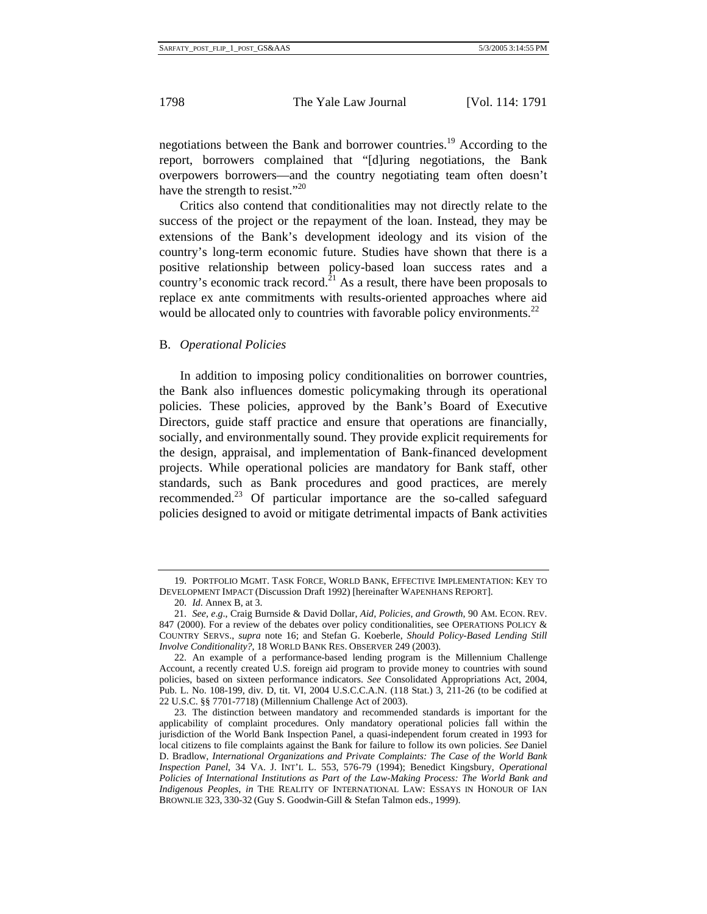negotiations between the Bank and borrower countries.[19] According to the report, borrowers complained that "[d]uring negotiations, the Bank overpowers borrowers—and the country negotiating team often doesn't have the strength to resist."[20]

Critics also contend that conditionalities may not directly relate to the success of the project or the repayment of the loan. Instead, they may be extensions of the Bank's development ideology and its vision of the country's long-term economic future. Studies have shown that there is a positive relationship between policy-based loan success rates and a country's economic track record.[21] As a result, there have been proposals to replace ex ante commitments with results-oriented approaches where aid would be allocated only to countries with favorable policy environments.[22]

### B. *Operational Policies*

In addition to imposing policy conditionalities on borrower countries, the Bank also influences domestic policymaking through its operational policies. These policies, approved by the Bank's Board of Executive Directors, guide staff practice and ensure that operations are financially, socially, and environmentally sound. They provide explicit requirements for the design, appraisal, and implementation of Bank-financed development projects. While operational policies are mandatory for Bank staff, other standards, such as Bank procedures and good practices, are merely recommended.[23] Of particular importance are the so-called safeguard policies designed to avoid or mitigate detrimental impacts of Bank activities

---

19. PORTFOLIO MGMT. TASK FORCE, WORLD BANK, EFFECTIVE IMPLEMENTATION: KEY TO DEVELOPMENT IMPACT (Discussion Draft 1992) [hereinafter WAPENHANS REPORT].

20. *Id*. Annex B, at 3.

21. *See, e.g*., Craig Burnside & David Dollar, *Aid, Policies, and Growth*, 90 AM. ECON. REV. 847 (2000). For a review of the debates over policy conditionalities, see OPERATIONS POLICY & COUNTRY SERVS., *supra* note 16; and Stefan G. Koeberle, *Should Policy-Based Lending Still Involve Conditionality?*, 18 WORLD BANK RES. OBSERVER 249 (2003).

22. An example of a performance-based lending program is the Millennium Challenge Account, a recently created U.S. foreign aid program to provide money to countries with sound policies, based on sixteen performance indicators. *See* Consolidated Appropriations Act, 2004, Pub. L. No. 108-199, div. D, tit. VI, 2004 U.S.C.C.A.N. (118 Stat.) 3, 211-26 (to be codified at 22 U.S.C. §§ 7701-7718) (Millennium Challenge Act of 2003).

23. The distinction between mandatory and recommended standards is important for the applicability of complaint procedures. Only mandatory operational policies fall within the jurisdiction of the World Bank Inspection Panel, a quasi-independent forum created in 1993 for local citizens to file complaints against the Bank for failure to follow its own policies. *See* Daniel D. Bradlow, *International Organizations and Private Complaints: The Case of the World Bank Inspection Panel*, 34 VA. J. INT'L L. 553, 576-79 (1994); Benedict Kingsbury, *Operational Policies of International Institutions as Part of the Law-Making Process: The World Bank and Indigenous Peoples*, *in* THE REALITY OF INTERNATIONAL LAW: ESSAYS IN HONOUR OF IAN BROWNLIE 323, 330-32 (Guy S. Goodwin-Gill & Stefan Talmon eds., 1999).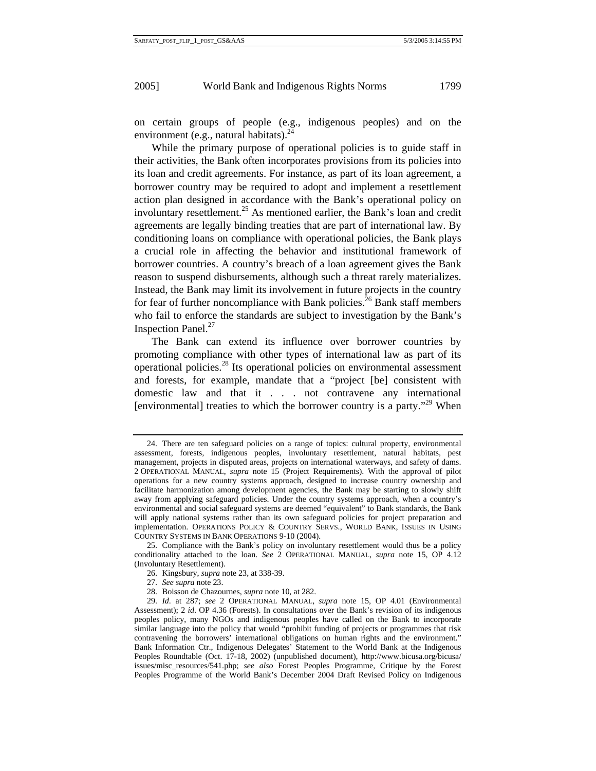on certain groups of people (e.g., indigenous peoples) and on the environment (e.g., natural habitats).[24]

While the primary purpose of operational policies is to guide staff in their activities, the Bank often incorporates provisions from its policies into its loan and credit agreements. For instance, as part of its loan agreement, a borrower country may be required to adopt and implement a resettlement action plan designed in accordance with the Bank's operational policy on involuntary resettlement.[25] As mentioned earlier, the Bank's loan and credit agreements are legally binding treaties that are part of international law. By conditioning loans on compliance with operational policies, the Bank plays a crucial role in affecting the behavior and institutional framework of borrower countries. A country's breach of a loan agreement gives the Bank reason to suspend disbursements, although such a threat rarely materializes. Instead, the Bank may limit its involvement in future projects in the country for fear of further noncompliance with Bank policies.[26] Bank staff members who fail to enforce the standards are subject to investigation by the Bank's Inspection Panel.[27]

The Bank can extend its influence over borrower countries by promoting compliance with other types of international law as part of its operational policies.[28] Its operational policies on environmental assessment and forests, for example, mandate that a "project [be] consistent with domestic law and that it . . . not contravene any international [environmental] treaties to which the borrower country is a party."[29] When

---

24. There are ten safeguard policies on a range of topics: cultural property, environmental assessment, forests, indigenous peoples, involuntary resettlement, natural habitats, pest management, projects in disputed areas, projects on international waterways, and safety of dams. 2 OPERATIONAL MANUAL, *supra* note 15 (Project Requirements). With the approval of pilot operations for a new country systems approach, designed to increase country ownership and facilitate harmonization among development agencies, the Bank may be starting to slowly shift away from applying safeguard policies. Under the country systems approach, when a country's environmental and social safeguard systems are deemed "equivalent" to Bank standards, the Bank will apply national systems rather than its own safeguard policies for project preparation and implementation. OPERATIONS POLICY & COUNTRY SERVS., WORLD BANK, ISSUES IN USING COUNTRY SYSTEMS IN BANK OPERATIONS 9-10 (2004).

25. Compliance with the Bank's policy on involuntary resettlement would thus be a policy conditionality attached to the loan. *See* 2 OPERATIONAL MANUAL, *supra* note 15, OP 4.12 (Involuntary Resettlement).

26. Kingsbury, *supra* note 23, at 338-39.

27. *See supra* note 23.

28. Boisson de Chazournes, *supra* note 10, at 282.

29. *Id.* at 287; *see* 2 OPERATIONAL MANUAL, *supra* note 15, OP 4.01 (Environmental Assessment); 2 *id.* OP 4.36 (Forests). In consultations over the Bank's revision of its indigenous peoples policy, many NGOs and indigenous peoples have called on the Bank to incorporate similar language into the policy that would "prohibit funding of projects or programmes that risk contravening the borrowers' international obligations on human rights and the environment." Bank Information Ctr., Indigenous Delegates' Statement to the World Bank at the Indigenous Peoples Roundtable (Oct. 17-18, 2002) (unpublished document), http://www.bicusa.org/bicusa/issues/misc_resources/541.php; *see also* Forest Peoples Programme, Critique by the Forest Peoples Programme of the World Bank's December 2004 Draft Revised Policy on Indigenous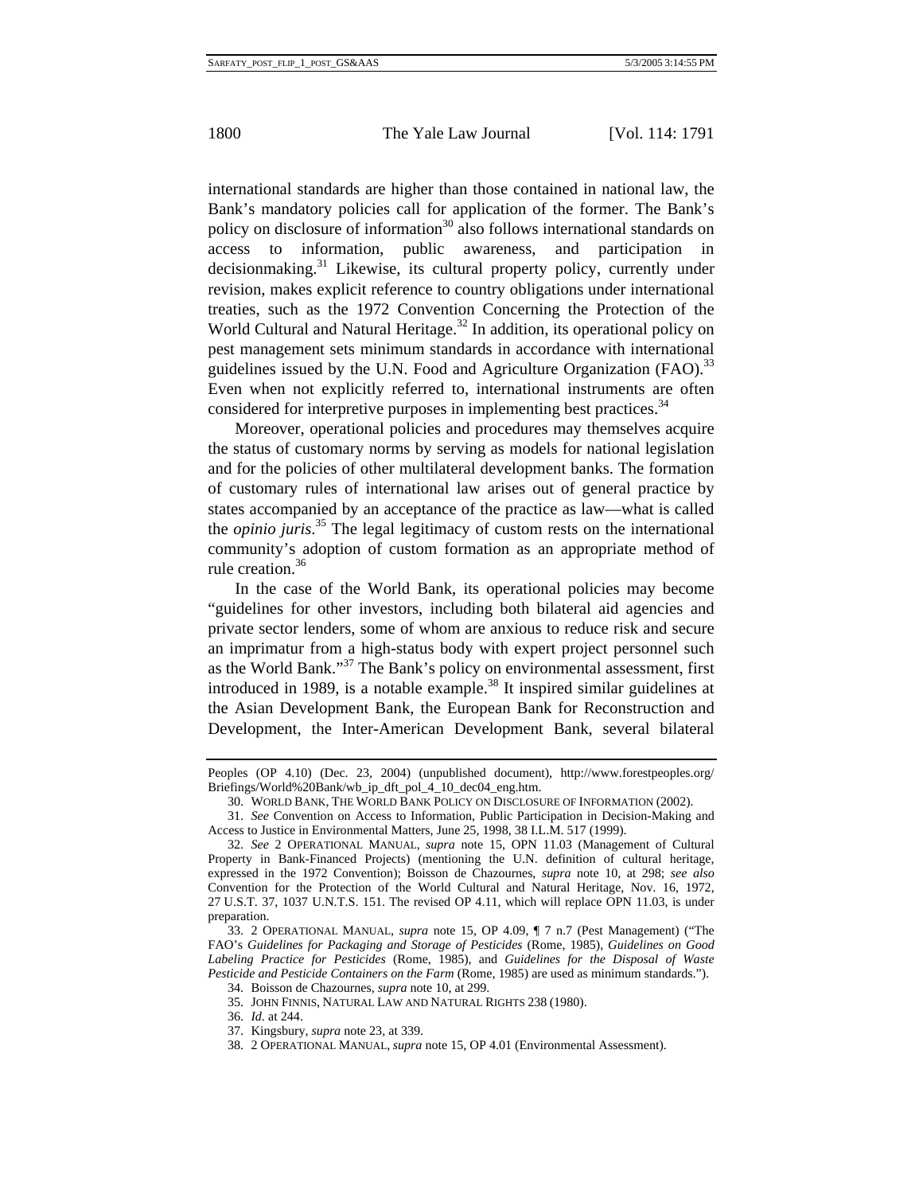international standards are higher than those contained in national law, the Bank's mandatory policies call for application of the former. The Bank's policy on disclosure of information[30] also follows international standards on access to information, public awareness, and participation in decisionmaking.[31] Likewise, its cultural property policy, currently under revision, makes explicit reference to country obligations under international treaties, such as the 1972 Convention Concerning the Protection of the World Cultural and Natural Heritage.[32] In addition, its operational policy on pest management sets minimum standards in accordance with international guidelines issued by the U.N. Food and Agriculture Organization (FAO).[33] Even when not explicitly referred to, international instruments are often considered for interpretive purposes in implementing best practices.[34]

Moreover, operational policies and procedures may themselves acquire the status of customary norms by serving as models for national legislation and for the policies of other multilateral development banks. The formation of customary rules of international law arises out of general practice by states accompanied by an acceptance of the practice as law—what is called the *opinio juris*.[35] The legal legitimacy of custom rests on the international community's adoption of custom formation as an appropriate method of rule creation.[36]

In the case of the World Bank, its operational policies may become "guidelines for other investors, including both bilateral aid agencies and private sector lenders, some of whom are anxious to reduce risk and secure an imprimatur from a high-status body with expert project personnel such as the World Bank."[37] The Bank's policy on environmental assessment, first introduced in 1989, is a notable example.[38] It inspired similar guidelines at the Asian Development Bank, the European Bank for Reconstruction and Development, the Inter-American Development Bank, several bilateral

---

Peoples (OP 4.10) (Dec. 23, 2004) (unpublished document), http://www.forestpeoples.org/Briefings/World%20Bank/wb_ip_dft_pol_4_10_dec04_eng.htm.

30. WORLD BANK, THE WORLD BANK POLICY ON DISCLOSURE OF INFORMATION (2002).

31. *See* Convention on Access to Information, Public Participation in Decision-Making and Access to Justice in Environmental Matters, June 25, 1998, 38 I.L.M. 517 (1999).

32. *See* 2 OPERATIONAL MANUAL, *supra* note 15, OPN 11.03 (Management of Cultural Property in Bank-Financed Projects) (mentioning the U.N. definition of cultural heritage, expressed in the 1972 Convention); Boisson de Chazournes, *supra* note 10, at 298; *see also* Convention for the Protection of the World Cultural and Natural Heritage, Nov. 16, 1972, 27 U.S.T. 37, 1037 U.N.T.S. 151. The revised OP 4.11, which will replace OPN 11.03, is under preparation.

33. 2 OPERATIONAL MANUAL, *supra* note 15, OP 4.09, ¶ 7 n.7 (Pest Management) ("The FAO's *Guidelines for Packaging and Storage of Pesticides* (Rome, 1985), *Guidelines on Good Labeling Practice for Pesticides* (Rome, 1985), and *Guidelines for the Disposal of Waste Pesticide and Pesticide Containers on the Farm* (Rome, 1985) are used as minimum standards.").

34. Boisson de Chazournes, *supra* note 10, at 299.

35. JOHN FINNIS, NATURAL LAW AND NATURAL RIGHTS 238 (1980).

36. *Id.* at 244.

37. Kingsbury, *supra* note 23, at 339.

38. 2 OPERATIONAL MANUAL, *supra* note 15, OP 4.01 (Environmental Assessment).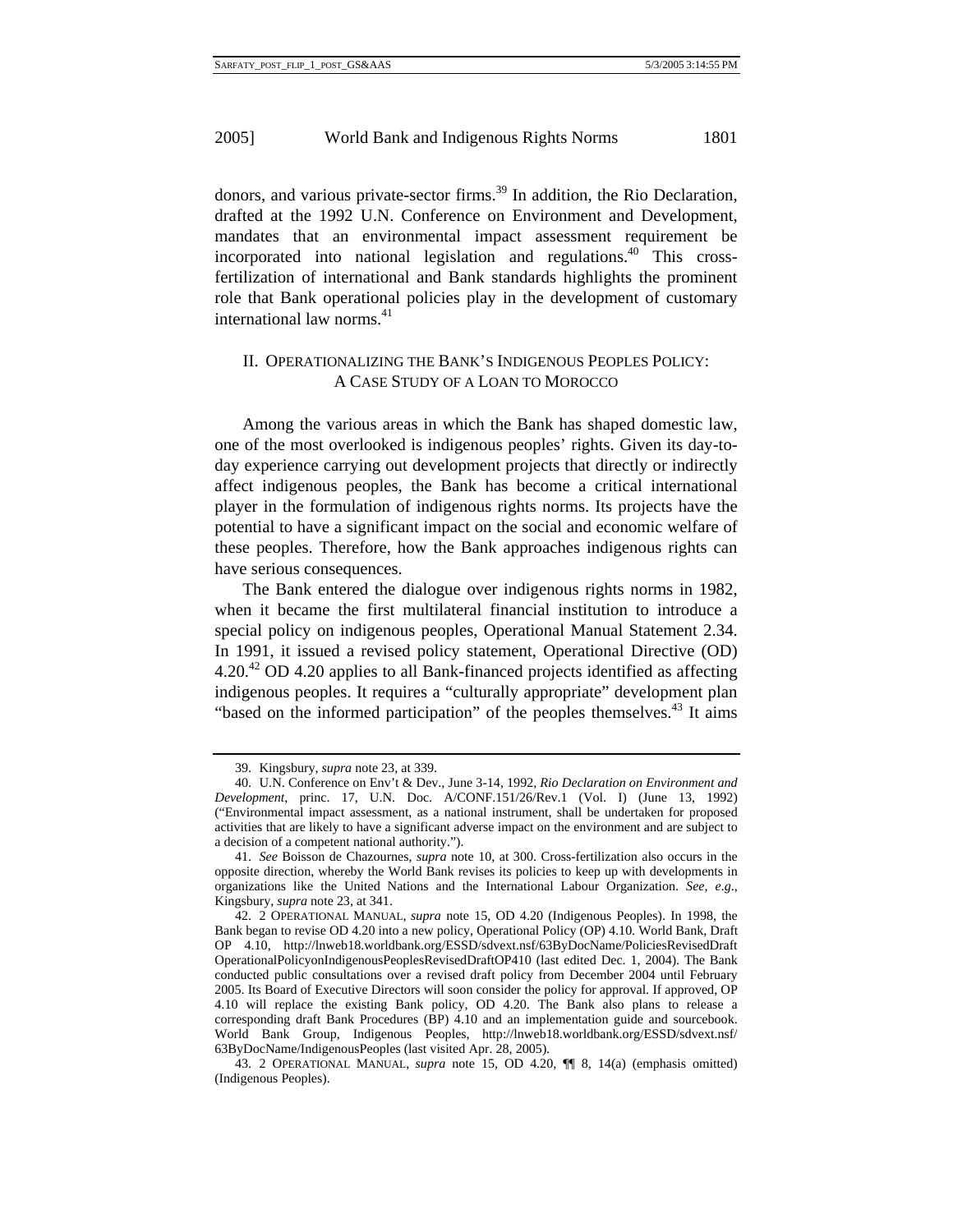donors, and various private-sector firms.[39] In addition, the Rio Declaration, drafted at the 1992 U.N. Conference on Environment and Development, mandates that an environmental impact assessment requirement be incorporated into national legislation and regulations.[40] This cross-fertilization of international and Bank standards highlights the prominent role that Bank operational policies play in the development of customary international law norms.[41]

## II. OPERATIONALIZING THE BANK'S INDIGENOUS PEOPLES POLICY: A CASE STUDY OF A LOAN TO MOROCCO

Among the various areas in which the Bank has shaped domestic law, one of the most overlooked is indigenous peoples' rights. Given its day-to-day experience carrying out development projects that directly or indirectly affect indigenous peoples, the Bank has become a critical international player in the formulation of indigenous rights norms. Its projects have the potential to have a significant impact on the social and economic welfare of these peoples. Therefore, how the Bank approaches indigenous rights can have serious consequences.

The Bank entered the dialogue over indigenous rights norms in 1982, when it became the first multilateral financial institution to introduce a special policy on indigenous peoples, Operational Manual Statement 2.34. In 1991, it issued a revised policy statement, Operational Directive (OD) 4.20.[42] OD 4.20 applies to all Bank-financed projects identified as affecting indigenous peoples. It requires a "culturally appropriate" development plan "based on the informed participation" of the peoples themselves.[43] It aims

---

39. Kingsbury, *supra* note 23, at 339.

40. U.N. Conference on Env't & Dev., June 3-14, 1992, *Rio Declaration on Environment and Development*, princ. 17, U.N. Doc. A/CONF.151/26/Rev.1 (Vol. I) (June 13, 1992) ("Environmental impact assessment, as a national instrument, shall be undertaken for proposed activities that are likely to have a significant adverse impact on the environment and are subject to a decision of a competent national authority.").

41. *See* Boisson de Chazournes, *supra* note 10, at 300. Cross-fertilization also occurs in the opposite direction, whereby the World Bank revises its policies to keep up with developments in organizations like the United Nations and the International Labour Organization. *See, e.g.*, Kingsbury, *supra* note 23, at 341.

42. 2 OPERATIONAL MANUAL, *supra* note 15, OD 4.20 (Indigenous Peoples). In 1998, the Bank began to revise OD 4.20 into a new policy, Operational Policy (OP) 4.10. World Bank, Draft OP 4.10, http://lnweb18.worldbank.org/ESSD/sdvext.nsf/63ByDocName/PoliciesRevisedDraftOperationalPolicyonIndigenousPeoplesRevisedDraftOP410 (last edited Dec. 1, 2004). The Bank conducted public consultations over a revised draft policy from December 2004 until February 2005. Its Board of Executive Directors will soon consider the policy for approval. If approved, OP 4.10 will replace the existing Bank policy, OD 4.20. The Bank also plans to release a corresponding draft Bank Procedures (BP) 4.10 and an implementation guide and sourcebook. World Bank Group, Indigenous Peoples, http://lnweb18.worldbank.org/ESSD/sdvext.nsf/63ByDocName/IndigenousPeoples (last visited Apr. 28, 2005).

43. 2 OPERATIONAL MANUAL, *supra* note 15, OD 4.20, ¶¶ 8, 14(a) (emphasis omitted) (Indigenous Peoples).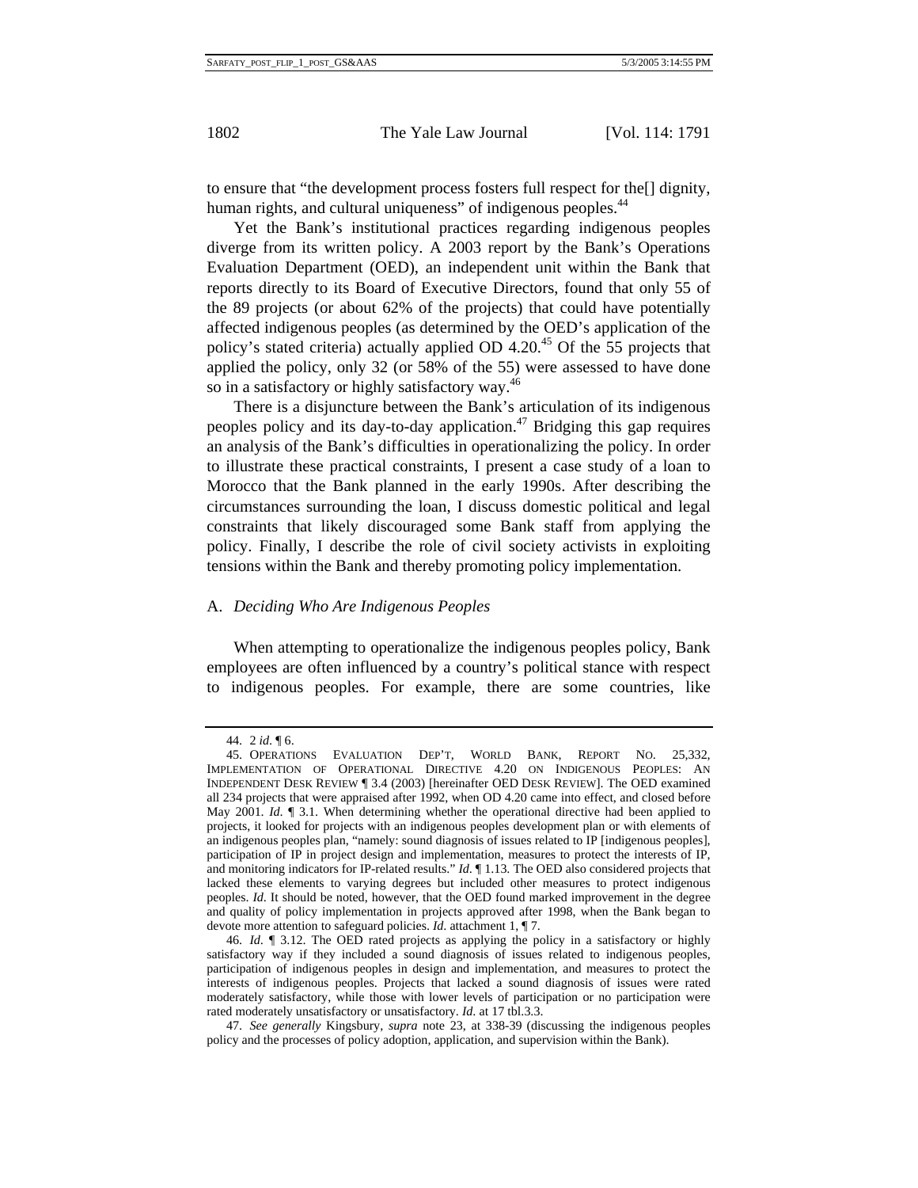to ensure that "the development process fosters full respect for the[] dignity, human rights, and cultural uniqueness" of indigenous peoples.[44]

Yet the Bank's institutional practices regarding indigenous peoples diverge from its written policy. A 2003 report by the Bank's Operations Evaluation Department (OED), an independent unit within the Bank that reports directly to its Board of Executive Directors, found that only 55 of the 89 projects (or about 62% of the projects) that could have potentially affected indigenous peoples (as determined by the OED's application of the policy's stated criteria) actually applied OD 4.20.[45] Of the 55 projects that applied the policy, only 32 (or 58% of the 55) were assessed to have done so in a satisfactory or highly satisfactory way.[46]

There is a disjuncture between the Bank's articulation of its indigenous peoples policy and its day-to-day application.[47] Bridging this gap requires an analysis of the Bank's difficulties in operationalizing the policy. In order to illustrate these practical constraints, I present a case study of a loan to Morocco that the Bank planned in the early 1990s. After describing the circumstances surrounding the loan, I discuss domestic political and legal constraints that likely discouraged some Bank staff from applying the policy. Finally, I describe the role of civil society activists in exploiting tensions within the Bank and thereby promoting policy implementation.

### A. *Deciding Who Are Indigenous Peoples*

When attempting to operationalize the indigenous peoples policy, Bank employees are often influenced by a country's political stance with respect to indigenous peoples. For example, there are some countries, like

---

44. 2 *id.* ¶ 6.

45. OPERATIONS EVALUATION DEP'T, WORLD BANK, REPORT NO. 25,332, IMPLEMENTATION OF OPERATIONAL DIRECTIVE 4.20 ON INDIGENOUS PEOPLES: AN INDEPENDENT DESK REVIEW ¶ 3.4 (2003) [hereinafter OED DESK REVIEW]. The OED examined all 234 projects that were appraised after 1992, when OD 4.20 came into effect, and closed before May 2001. *Id.* ¶ 3.1. When determining whether the operational directive had been applied to projects, it looked for projects with an indigenous peoples development plan or with elements of an indigenous peoples plan, "namely: sound diagnosis of issues related to IP [indigenous peoples], participation of IP in project design and implementation, measures to protect the interests of IP, and monitoring indicators for IP-related results." *Id.* ¶ 1.13. The OED also considered projects that lacked these elements to varying degrees but included other measures to protect indigenous peoples. *Id.* It should be noted, however, that the OED found marked improvement in the degree and quality of policy implementation in projects approved after 1998, when the Bank began to devote more attention to safeguard policies. *Id.* attachment 1, ¶ 7.

46. *Id.* ¶ 3.12. The OED rated projects as applying the policy in a satisfactory or highly satisfactory way if they included a sound diagnosis of issues related to indigenous peoples, participation of indigenous peoples in design and implementation, and measures to protect the interests of indigenous peoples. Projects that lacked a sound diagnosis of issues were rated moderately satisfactory, while those with lower levels of participation or no participation were rated moderately unsatisfactory or unsatisfactory. *Id.* at 17 tbl.3.3.

47. *See generally* Kingsbury, *supra* note 23, at 338-39 (discussing the indigenous peoples policy and the processes of policy adoption, application, and supervision within the Bank).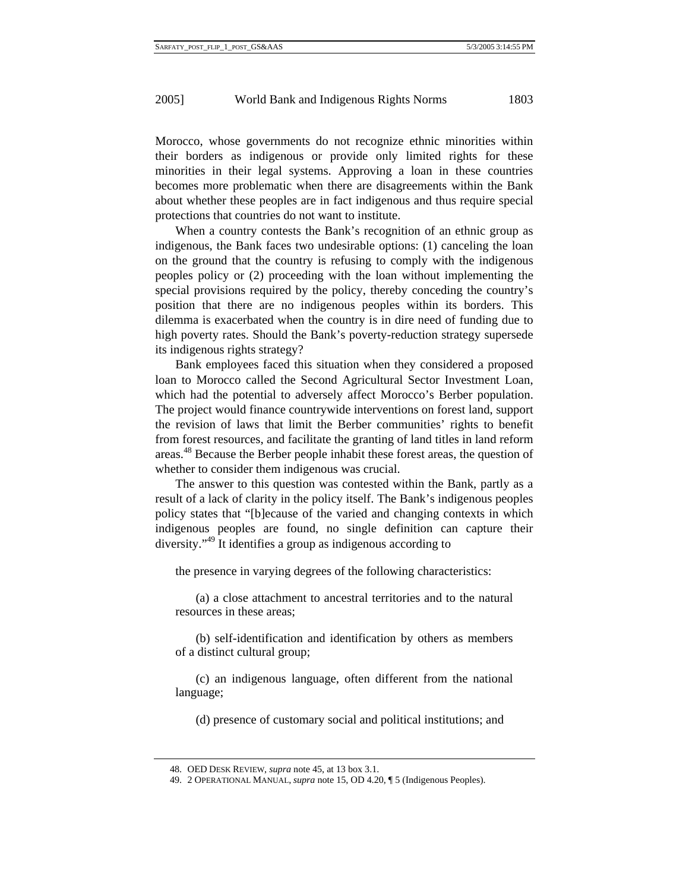Morocco, whose governments do not recognize ethnic minorities within their borders as indigenous or provide only limited rights for these minorities in their legal systems. Approving a loan in these countries becomes more problematic when there are disagreements within the Bank about whether these peoples are in fact indigenous and thus require special protections that countries do not want to institute.

When a country contests the Bank's recognition of an ethnic group as indigenous, the Bank faces two undesirable options: (1) canceling the loan on the ground that the country is refusing to comply with the indigenous peoples policy or (2) proceeding with the loan without implementing the special provisions required by the policy, thereby conceding the country's position that there are no indigenous peoples within its borders. This dilemma is exacerbated when the country is in dire need of funding due to high poverty rates. Should the Bank's poverty-reduction strategy supersede its indigenous rights strategy?

Bank employees faced this situation when they considered a proposed loan to Morocco called the Second Agricultural Sector Investment Loan, which had the potential to adversely affect Morocco's Berber population. The project would finance countrywide interventions on forest land, support the revision of laws that limit the Berber communities' rights to benefit from forest resources, and facilitate the granting of land titles in land reform areas.[48] Because the Berber people inhabit these forest areas, the question of whether to consider them indigenous was crucial.

The answer to this question was contested within the Bank, partly as a result of a lack of clarity in the policy itself. The Bank's indigenous peoples policy states that "[b]ecause of the varied and changing contexts in which indigenous peoples are found, no single definition can capture their diversity."[49] It identifies a group as indigenous according to

> the presence in varying degrees of the following characteristics:
>
> (a) a close attachment to ancestral territories and to the natural resources in these areas;
>
> (b) self-identification and identification by others as members of a distinct cultural group;
>
> (c) an indigenous language, often different from the national language;
>
> (d) presence of customary social and political institutions; and

---

48. OED DESK REVIEW, *supra* note 45, at 13 box 3.1.

49. 2 OPERATIONAL MANUAL, *supra* note 15, OD 4.20, ¶ 5 (Indigenous Peoples).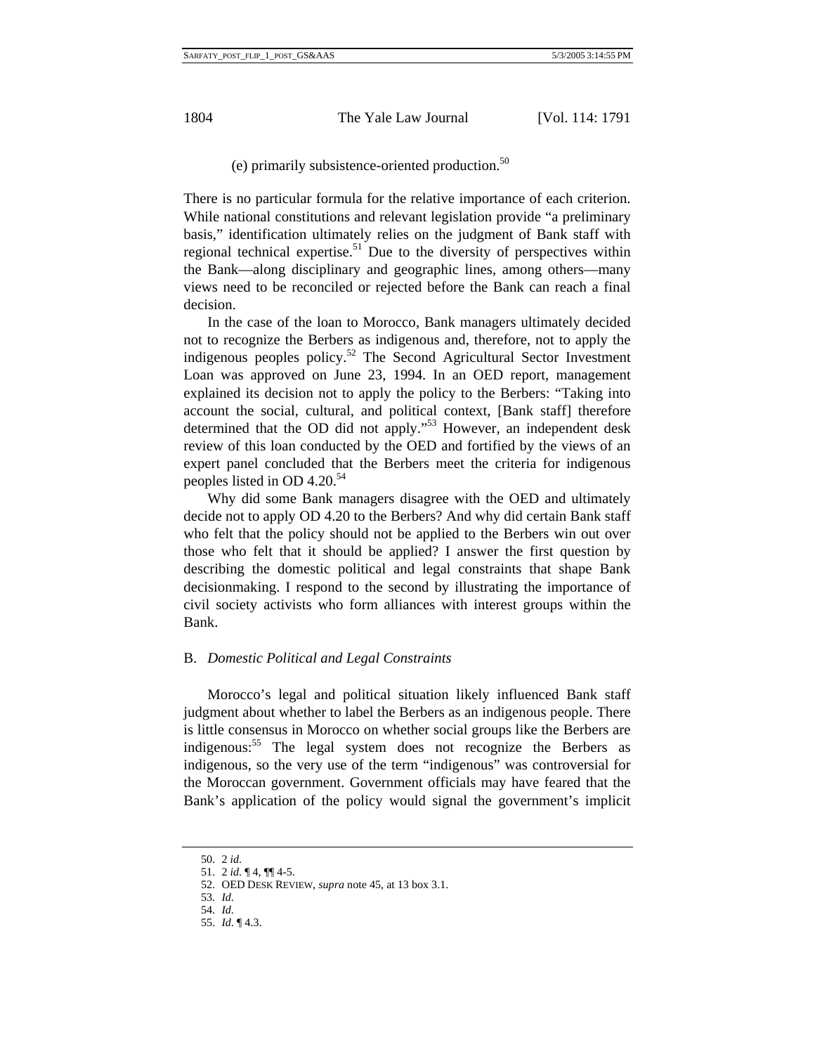(e) primarily subsistence-oriented production.[50]

There is no particular formula for the relative importance of each criterion. While national constitutions and relevant legislation provide "a preliminary basis," identification ultimately relies on the judgment of Bank staff with regional technical expertise.[51] Due to the diversity of perspectives within the Bank—along disciplinary and geographic lines, among others—many views need to be reconciled or rejected before the Bank can reach a final decision.

In the case of the loan to Morocco, Bank managers ultimately decided not to recognize the Berbers as indigenous and, therefore, not to apply the indigenous peoples policy.[52] The Second Agricultural Sector Investment Loan was approved on June 23, 1994. In an OED report, management explained its decision not to apply the policy to the Berbers: "Taking into account the social, cultural, and political context, [Bank staff] therefore determined that the OD did not apply."[53] However, an independent desk review of this loan conducted by the OED and fortified by the views of an expert panel concluded that the Berbers meet the criteria for indigenous peoples listed in OD 4.20.[54]

Why did some Bank managers disagree with the OED and ultimately decide not to apply OD 4.20 to the Berbers? And why did certain Bank staff who felt that the policy should not be applied to the Berbers win out over those who felt that it should be applied? I answer the first question by describing the domestic political and legal constraints that shape Bank decisionmaking. I respond to the second by illustrating the importance of civil society activists who form alliances with interest groups within the Bank.

## B. *Domestic Political and Legal Constraints*

Morocco's legal and political situation likely influenced Bank staff judgment about whether to label the Berbers as an indigenous people. There is little consensus in Morocco on whether social groups like the Berbers are indigenous:[55] The legal system does not recognize the Berbers as indigenous, so the very use of the term "indigenous" was controversial for the Moroccan government. Government officials may have feared that the Bank's application of the policy would signal the government's implicit

---

50. 2 *id.*
51. 2 *id.* ¶ 4, ¶¶ 4-5.
52. OED DESK REVIEW, *supra* note 45, at 13 box 3.1.
53. *Id.*
54. *Id.*
55. *Id.* ¶ 4.3.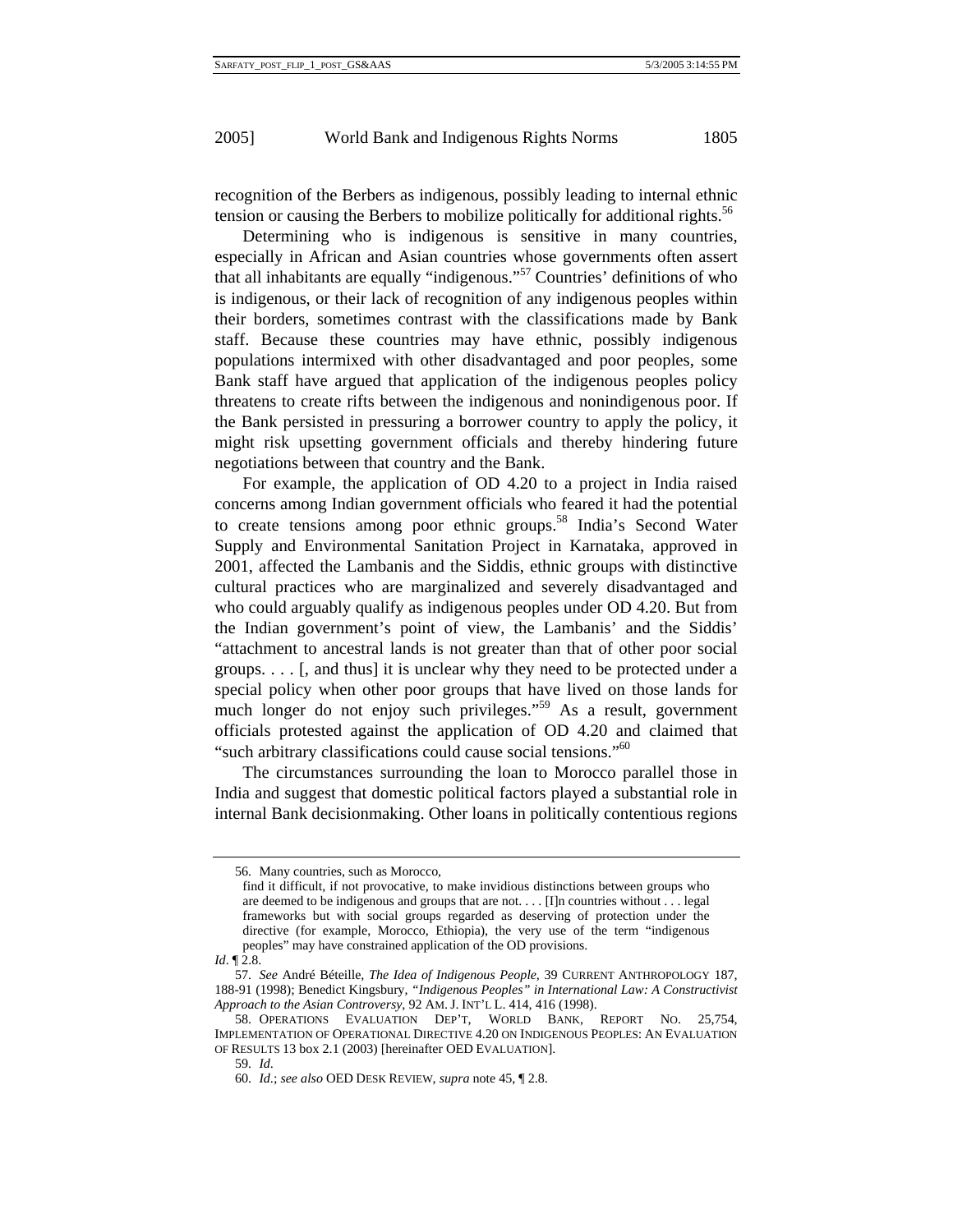recognition of the Berbers as indigenous, possibly leading to internal ethnic tension or causing the Berbers to mobilize politically for additional rights.[56]

Determining who is indigenous is sensitive in many countries, especially in African and Asian countries whose governments often assert that all inhabitants are equally "indigenous."[57] Countries' definitions of who is indigenous, or their lack of recognition of any indigenous peoples within their borders, sometimes contrast with the classifications made by Bank staff. Because these countries may have ethnic, possibly indigenous populations intermixed with other disadvantaged and poor peoples, some Bank staff have argued that application of the indigenous peoples policy threatens to create rifts between the indigenous and nonindigenous poor. If the Bank persisted in pressuring a borrower country to apply the policy, it might risk upsetting government officials and thereby hindering future negotiations between that country and the Bank.

For example, the application of OD 4.20 to a project in India raised concerns among Indian government officials who feared it had the potential to create tensions among poor ethnic groups.[58] India's Second Water Supply and Environmental Sanitation Project in Karnataka, approved in 2001, affected the Lambanis and the Siddis, ethnic groups with distinctive cultural practices who are marginalized and severely disadvantaged and who could arguably qualify as indigenous peoples under OD 4.20. But from the Indian government's point of view, the Lambanis' and the Siddis' "attachment to ancestral lands is not greater than that of other poor social groups. . . . [, and thus] it is unclear why they need to be protected under a special policy when other poor groups that have lived on those lands for much longer do not enjoy such privileges."[59] As a result, government officials protested against the application of OD 4.20 and claimed that "such arbitrary classifications could cause social tensions."[60]

The circumstances surrounding the loan to Morocco parallel those in India and suggest that domestic political factors played a substantial role in internal Bank decisionmaking. Other loans in politically contentious regions

---

56. Many countries, such as Morocco,

> find it difficult, if not provocative, to make invidious distinctions between groups who are deemed to be indigenous and groups that are not. . . . [I]n countries without . . . legal frameworks but with social groups regarded as deserving of protection under the directive (for example, Morocco, Ethiopia), the very use of the term "indigenous peoples" may have constrained application of the OD provisions.

*Id*. ¶ 2.8.

57. *See* André Béteille, *The Idea of Indigenous People*, 39 CURRENT ANTHROPOLOGY 187, 188-91 (1998); Benedict Kingsbury, *"Indigenous Peoples" in International Law: A Constructivist Approach to the Asian Controversy*, 92 AM. J. INT'L L. 414, 416 (1998).

58. OPERATIONS EVALUATION DEP'T, WORLD BANK, REPORT NO. 25,754, IMPLEMENTATION OF OPERATIONAL DIRECTIVE 4.20 ON INDIGENOUS PEOPLES: AN EVALUATION OF RESULTS 13 box 2.1 (2003) [hereinafter OED EVALUATION].

59. *Id*.

60. *Id*.; *see also* OED DESK REVIEW, *supra* note 45, ¶ 2.8.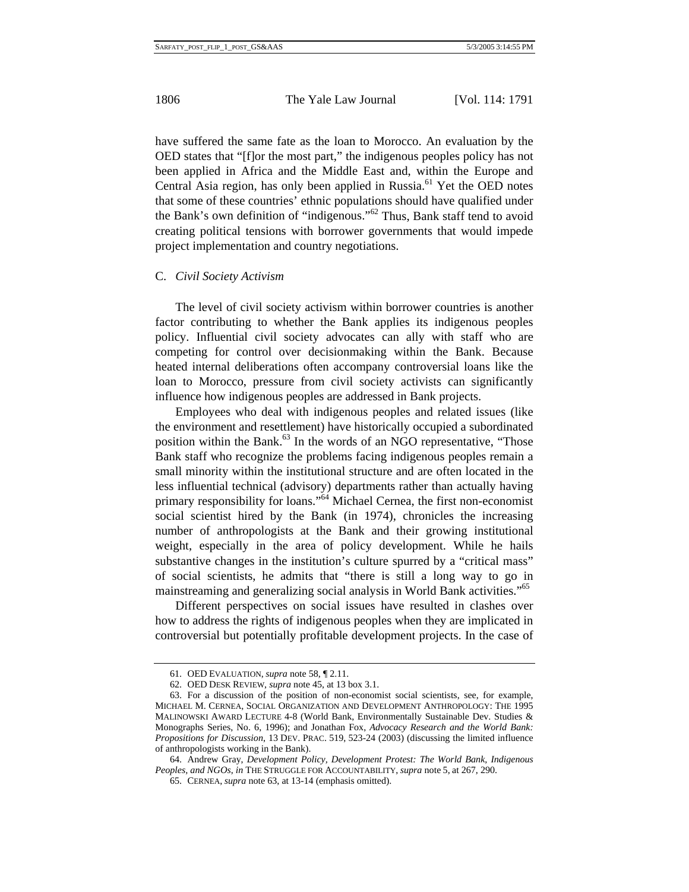have suffered the same fate as the loan to Morocco. An evaluation by the OED states that "[f]or the most part," the indigenous peoples policy has not been applied in Africa and the Middle East and, within the Europe and Central Asia region, has only been applied in Russia.[61] Yet the OED notes that some of these countries' ethnic populations should have qualified under the Bank's own definition of "indigenous."[62] Thus, Bank staff tend to avoid creating political tensions with borrower governments that would impede project implementation and country negotiations.

### C. *Civil Society Activism*

The level of civil society activism within borrower countries is another factor contributing to whether the Bank applies its indigenous peoples policy. Influential civil society advocates can ally with staff who are competing for control over decisionmaking within the Bank. Because heated internal deliberations often accompany controversial loans like the loan to Morocco, pressure from civil society activists can significantly influence how indigenous peoples are addressed in Bank projects.

Employees who deal with indigenous peoples and related issues (like the environment and resettlement) have historically occupied a subordinated position within the Bank.[63] In the words of an NGO representative, "Those Bank staff who recognize the problems facing indigenous peoples remain a small minority within the institutional structure and are often located in the less influential (advisory) departments rather than actually having primary responsibility for loans."[64] Michael Cernea, the first non-economist social scientist hired by the Bank (in 1974), chronicles the increasing number of anthropologists at the Bank and their growing institutional weight, especially in the area of policy development. While he hails substantive changes in the institution's culture spurred by a "critical mass" of social scientists, he admits that "there is still a long way to go in mainstreaming and generalizing social analysis in World Bank activities."[65]

Different perspectives on social issues have resulted in clashes over how to address the rights of indigenous peoples when they are implicated in controversial but potentially profitable development projects. In the case of

---

61. OED EVALUATION, *supra* note 58, ¶ 2.11.

62. OED DESK REVIEW, *supra* note 45, at 13 box 3.1.

63. For a discussion of the position of non-economist social scientists, see, for example, MICHAEL M. CERNEA, SOCIAL ORGANIZATION AND DEVELOPMENT ANTHROPOLOGY: THE 1995 MALINOWSKI AWARD LECTURE 4-8 (World Bank, Environmentally Sustainable Dev. Studies & Monographs Series, No. 6, 1996); and Jonathan Fox, *Advocacy Research and the World Bank: Propositions for Discussion*, 13 DEV. PRAC. 519, 523-24 (2003) (discussing the limited influence of anthropologists working in the Bank).

64. Andrew Gray, *Development Policy, Development Protest: The World Bank, Indigenous Peoples, and NGOs*, *in* THE STRUGGLE FOR ACCOUNTABILITY, *supra* note 5, at 267, 290.

65. CERNEA, *supra* note 63, at 13-14 (emphasis omitted).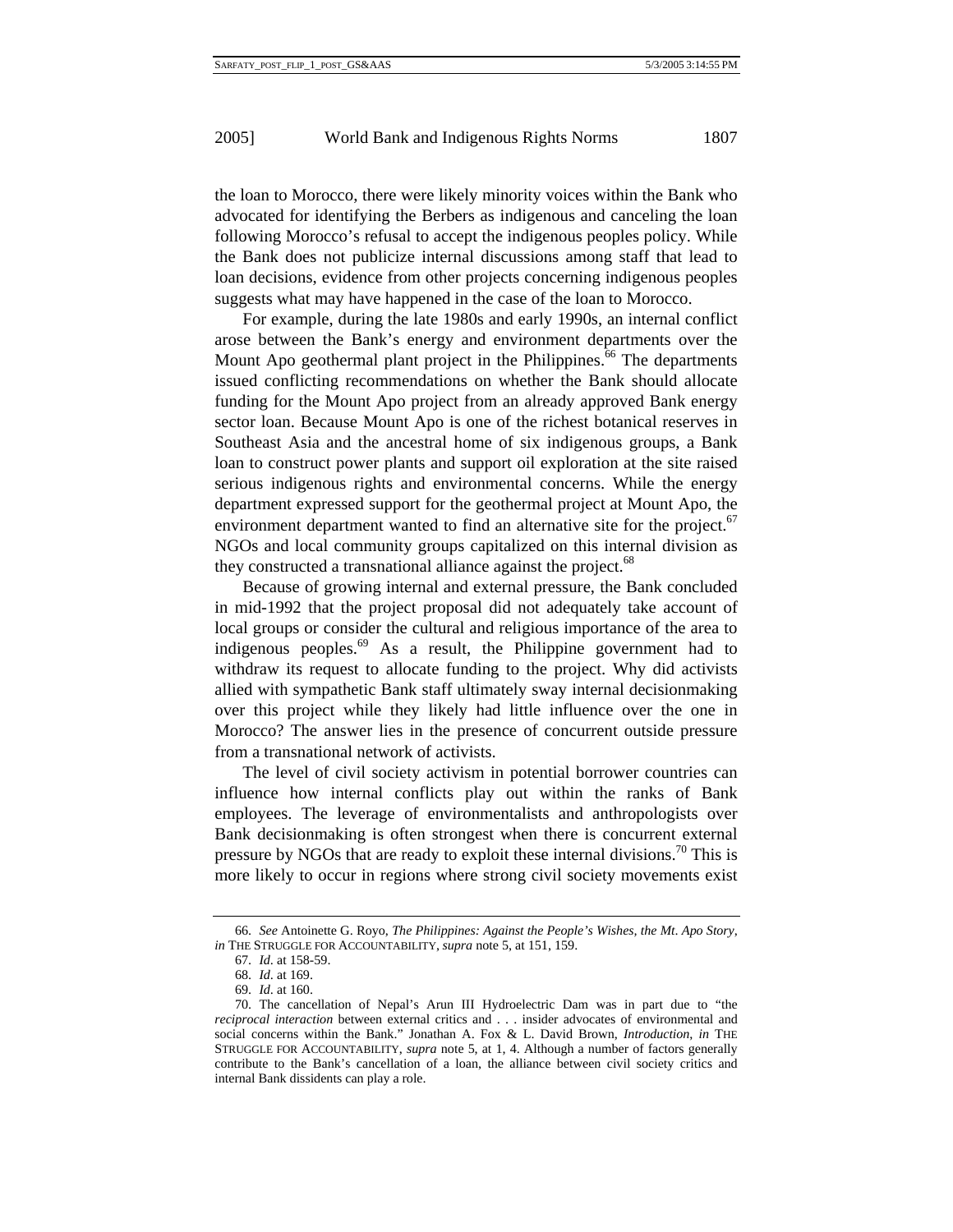the loan to Morocco, there were likely minority voices within the Bank who advocated for identifying the Berbers as indigenous and canceling the loan following Morocco's refusal to accept the indigenous peoples policy. While the Bank does not publicize internal discussions among staff that lead to loan decisions, evidence from other projects concerning indigenous peoples suggests what may have happened in the case of the loan to Morocco.

For example, during the late 1980s and early 1990s, an internal conflict arose between the Bank's energy and environment departments over the Mount Apo geothermal plant project in the Philippines.[66] The departments issued conflicting recommendations on whether the Bank should allocate funding for the Mount Apo project from an already approved Bank energy sector loan. Because Mount Apo is one of the richest botanical reserves in Southeast Asia and the ancestral home of six indigenous groups, a Bank loan to construct power plants and support oil exploration at the site raised serious indigenous rights and environmental concerns. While the energy department expressed support for the geothermal project at Mount Apo, the environment department wanted to find an alternative site for the project.[67] NGOs and local community groups capitalized on this internal division as they constructed a transnational alliance against the project.[68]

Because of growing internal and external pressure, the Bank concluded in mid-1992 that the project proposal did not adequately take account of local groups or consider the cultural and religious importance of the area to indigenous peoples.[69] As a result, the Philippine government had to withdraw its request to allocate funding to the project. Why did activists allied with sympathetic Bank staff ultimately sway internal decisionmaking over this project while they likely had little influence over the one in Morocco? The answer lies in the presence of concurrent outside pressure from a transnational network of activists.

The level of civil society activism in potential borrower countries can influence how internal conflicts play out within the ranks of Bank employees. The leverage of environmentalists and anthropologists over Bank decisionmaking is often strongest when there is concurrent external pressure by NGOs that are ready to exploit these internal divisions.[70] This is more likely to occur in regions where strong civil society movements exist

---

66. *See* Antoinette G. Royo, *The Philippines: Against the People's Wishes, the Mt. Apo Story*, *in* THE STRUGGLE FOR ACCOUNTABILITY, *supra* note 5, at 151, 159.

67. *Id*. at 158-59.

68. *Id*. at 169.

69. *Id*. at 160.

70. The cancellation of Nepal's Arun III Hydroelectric Dam was in part due to "the *reciprocal interaction* between external critics and . . . insider advocates of environmental and social concerns within the Bank." Jonathan A. Fox & L. David Brown, *Introduction*, *in* THE STRUGGLE FOR ACCOUNTABILITY, *supra* note 5, at 1, 4. Although a number of factors generally contribute to the Bank's cancellation of a loan, the alliance between civil society critics and internal Bank dissidents can play a role.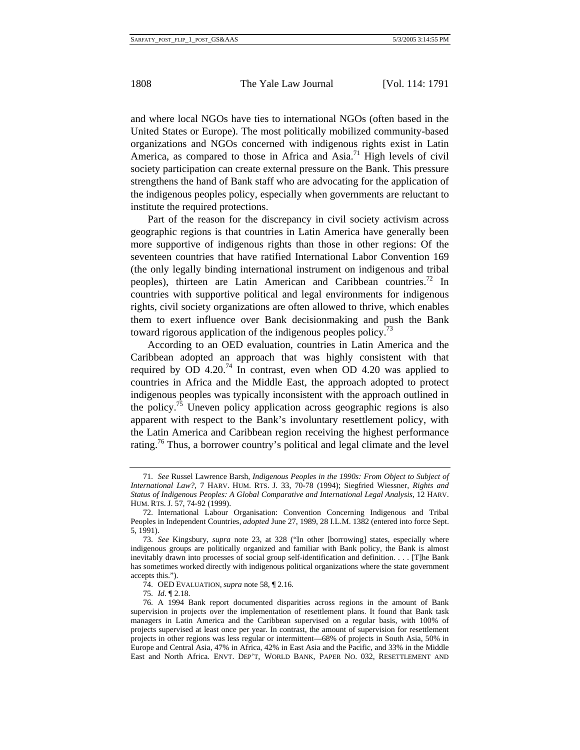and where local NGOs have ties to international NGOs (often based in the United States or Europe). The most politically mobilized community-based organizations and NGOs concerned with indigenous rights exist in Latin America, as compared to those in Africa and Asia.[71] High levels of civil society participation can create external pressure on the Bank. This pressure strengthens the hand of Bank staff who are advocating for the application of the indigenous peoples policy, especially when governments are reluctant to institute the required protections.

Part of the reason for the discrepancy in civil society activism across geographic regions is that countries in Latin America have generally been more supportive of indigenous rights than those in other regions: Of the seventeen countries that have ratified International Labor Convention 169 (the only legally binding international instrument on indigenous and tribal peoples), thirteen are Latin American and Caribbean countries.[72] In countries with supportive political and legal environments for indigenous rights, civil society organizations are often allowed to thrive, which enables them to exert influence over Bank decisionmaking and push the Bank toward rigorous application of the indigenous peoples policy.[73]

According to an OED evaluation, countries in Latin America and the Caribbean adopted an approach that was highly consistent with that required by OD 4.20.[74] In contrast, even when OD 4.20 was applied to countries in Africa and the Middle East, the approach adopted to protect indigenous peoples was typically inconsistent with the approach outlined in the policy.[75] Uneven policy application across geographic regions is also apparent with respect to the Bank's involuntary resettlement policy, with the Latin America and Caribbean region receiving the highest performance rating.[76] Thus, a borrower country's political and legal climate and the level

---

71. *See* Russel Lawrence Barsh, *Indigenous Peoples in the 1990s: From Object to Subject of International Law?*, 7 HARV. HUM. RTS. J. 33, 70-78 (1994); Siegfried Wiessner, *Rights and Status of Indigenous Peoples: A Global Comparative and International Legal Analysis*, 12 HARV. HUM. RTS. J. 57, 74-92 (1999).

72. International Labour Organisation: Convention Concerning Indigenous and Tribal Peoples in Independent Countries, *adopted* June 27, 1989, 28 I.L.M. 1382 (entered into force Sept. 5, 1991).

73. *See* Kingsbury, *supra* note 23, at 328 ("In other [borrowing] states, especially where indigenous groups are politically organized and familiar with Bank policy, the Bank is almost inevitably drawn into processes of social group self-identification and definition. . . . [T]he Bank has sometimes worked directly with indigenous political organizations where the state government accepts this.").

74. OED EVALUATION, *supra* note 58, ¶ 2.16.

75. *Id*. ¶ 2.18.

76. A 1994 Bank report documented disparities across regions in the amount of Bank supervision in projects over the implementation of resettlement plans. It found that Bank task managers in Latin America and the Caribbean supervised on a regular basis, with 100% of projects supervised at least once per year. In contrast, the amount of supervision for resettlement projects in other regions was less regular or intermittent—68% of projects in South Asia, 50% in Europe and Central Asia, 47% in Africa, 42% in East Asia and the Pacific, and 33% in the Middle East and North Africa. ENVT. DEP'T, WORLD BANK, PAPER NO. 032, RESETTLEMENT AND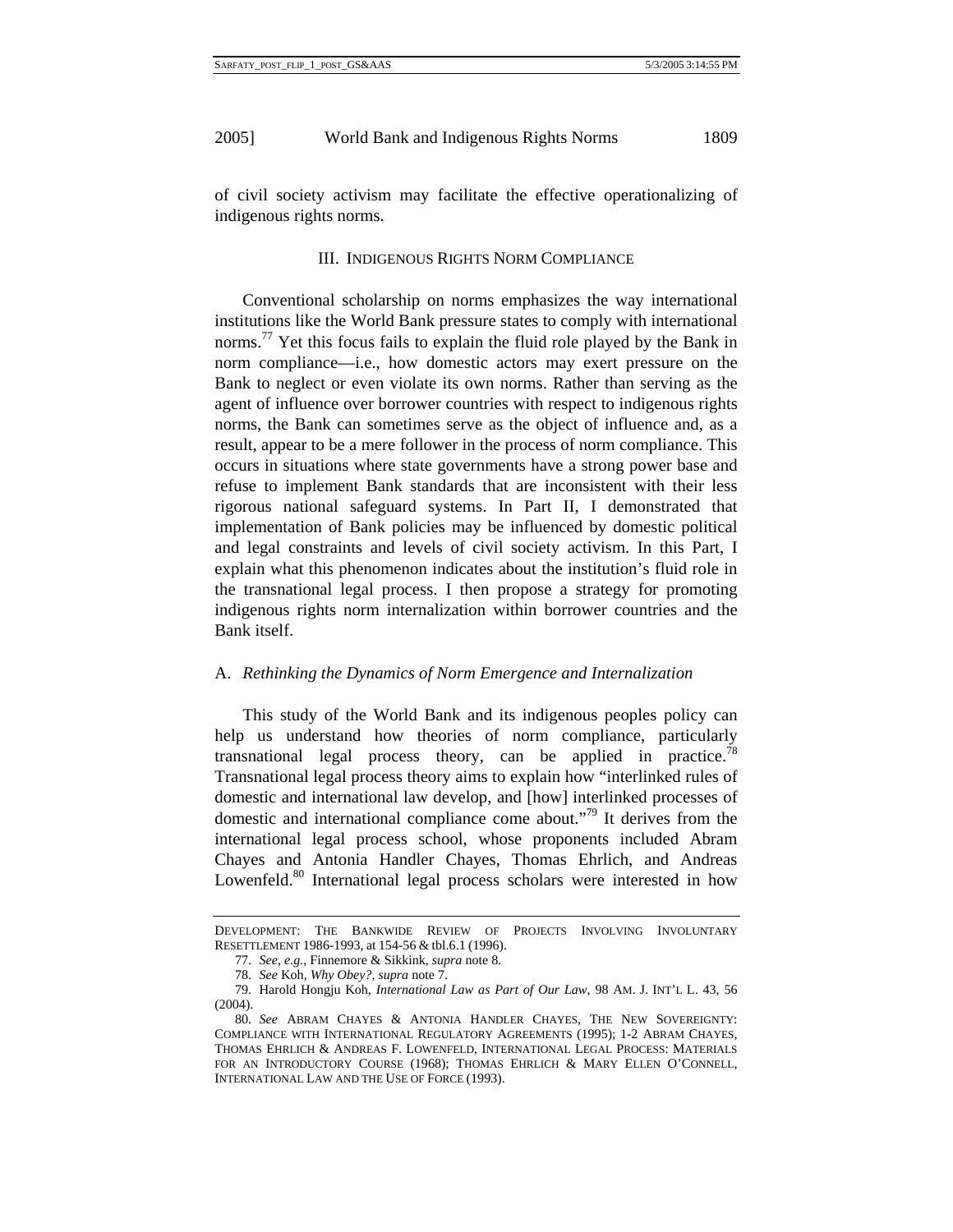of civil society activism may facilitate the effective operationalizing of indigenous rights norms.

## III. INDIGENOUS RIGHTS NORM COMPLIANCE

Conventional scholarship on norms emphasizes the way international institutions like the World Bank pressure states to comply with international norms.[77] Yet this focus fails to explain the fluid role played by the Bank in norm compliance—i.e., how domestic actors may exert pressure on the Bank to neglect or even violate its own norms. Rather than serving as the agent of influence over borrower countries with respect to indigenous rights norms, the Bank can sometimes serve as the object of influence and, as a result, appear to be a mere follower in the process of norm compliance. This occurs in situations where state governments have a strong power base and refuse to implement Bank standards that are inconsistent with their less rigorous national safeguard systems. In Part II, I demonstrated that implementation of Bank policies may be influenced by domestic political and legal constraints and levels of civil society activism. In this Part, I explain what this phenomenon indicates about the institution's fluid role in the transnational legal process. I then propose a strategy for promoting indigenous rights norm internalization within borrower countries and the Bank itself.

### A. *Rethinking the Dynamics of Norm Emergence and Internalization*

This study of the World Bank and its indigenous peoples policy can help us understand how theories of norm compliance, particularly transnational legal process theory, can be applied in practice.[78] Transnational legal process theory aims to explain how "interlinked rules of domestic and international law develop, and [how] interlinked processes of domestic and international compliance come about."[79] It derives from the international legal process school, whose proponents included Abram Chayes and Antonia Handler Chayes, Thomas Ehrlich, and Andreas Lowenfeld.[80] International legal process scholars were interested in how

---

DEVELOPMENT: THE BANKWIDE REVIEW OF PROJECTS INVOLVING INVOLUNTARY RESETTLEMENT 1986-1993, at 154-56 & tbl.6.1 (1996).

77. *See, e.g.*, Finnemore & Sikkink, *supra* note 8.

78. *See* Koh, *Why Obey?*, *supra* note 7.

79. Harold Hongju Koh, *International Law as Part of Our Law*, 98 AM. J. INT'L L. 43, 56 (2004).

80. *See* ABRAM CHAYES & ANTONIA HANDLER CHAYES, THE NEW SOVEREIGNTY: COMPLIANCE WITH INTERNATIONAL REGULATORY AGREEMENTS (1995); 1-2 ABRAM CHAYES, THOMAS EHRLICH & ANDREAS F. LOWENFELD, INTERNATIONAL LEGAL PROCESS: MATERIALS FOR AN INTRODUCTORY COURSE (1968); THOMAS EHRLICH & MARY ELLEN O'CONNELL, INTERNATIONAL LAW AND THE USE OF FORCE (1993).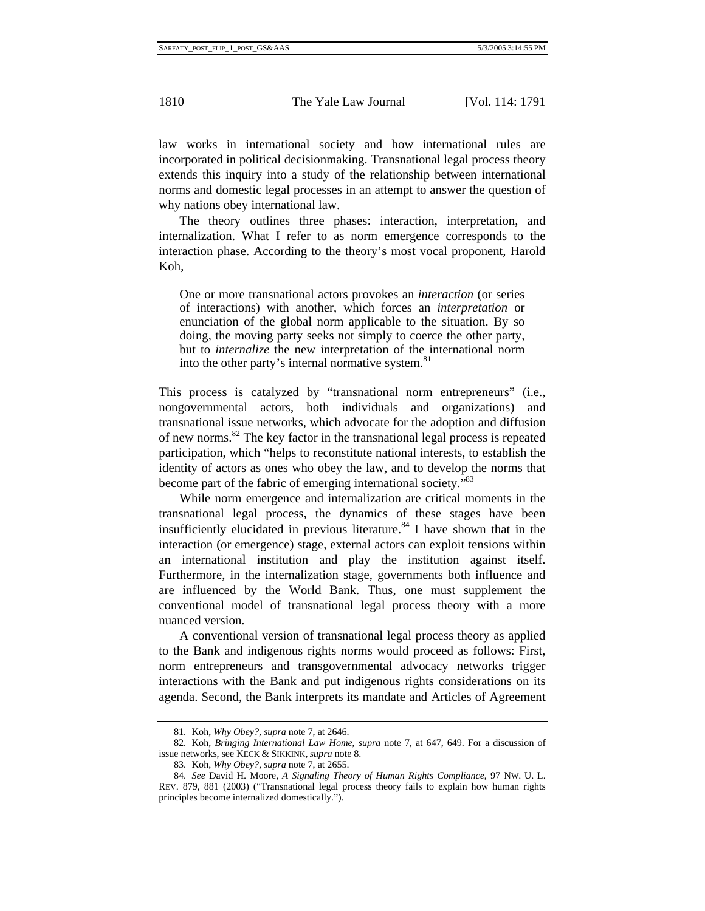law works in international society and how international rules are incorporated in political decisionmaking. Transnational legal process theory extends this inquiry into a study of the relationship between international norms and domestic legal processes in an attempt to answer the question of why nations obey international law.

The theory outlines three phases: interaction, interpretation, and internalization. What I refer to as norm emergence corresponds to the interaction phase. According to the theory's most vocal proponent, Harold Koh,

> One or more transnational actors provokes an *interaction* (or series of interactions) with another, which forces an *interpretation* or enunciation of the global norm applicable to the situation. By so doing, the moving party seeks not simply to coerce the other party, but to *internalize* the new interpretation of the international norm into the other party's internal normative system.[81]

This process is catalyzed by "transnational norm entrepreneurs" (i.e., nongovernmental actors, both individuals and organizations) and transnational issue networks, which advocate for the adoption and diffusion of new norms.[82] The key factor in the transnational legal process is repeated participation, which "helps to reconstitute national interests, to establish the identity of actors as ones who obey the law, and to develop the norms that become part of the fabric of emerging international society."[83]

While norm emergence and internalization are critical moments in the transnational legal process, the dynamics of these stages have been insufficiently elucidated in previous literature.[84] I have shown that in the interaction (or emergence) stage, external actors can exploit tensions within an international institution and play the institution against itself. Furthermore, in the internalization stage, governments both influence and are influenced by the World Bank. Thus, one must supplement the conventional model of transnational legal process theory with a more nuanced version.

A conventional version of transnational legal process theory as applied to the Bank and indigenous rights norms would proceed as follows: First, norm entrepreneurs and transgovernmental advocacy networks trigger interactions with the Bank and put indigenous rights considerations on its agenda. Second, the Bank interprets its mandate and Articles of Agreement

---

81. Koh, *Why Obey?*, *supra* note 7, at 2646.

82. Koh, *Bringing International Law Home*, *supra* note 7, at 647, 649. For a discussion of issue networks, see KECK & SIKKINK, *supra* note 8.

83. Koh, *Why Obey?*, *supra* note 7, at 2655.

84. *See* David H. Moore, *A Signaling Theory of Human Rights Compliance*, 97 NW. U. L. REV. 879, 881 (2003) ("Transnational legal process theory fails to explain how human rights principles become internalized domestically.").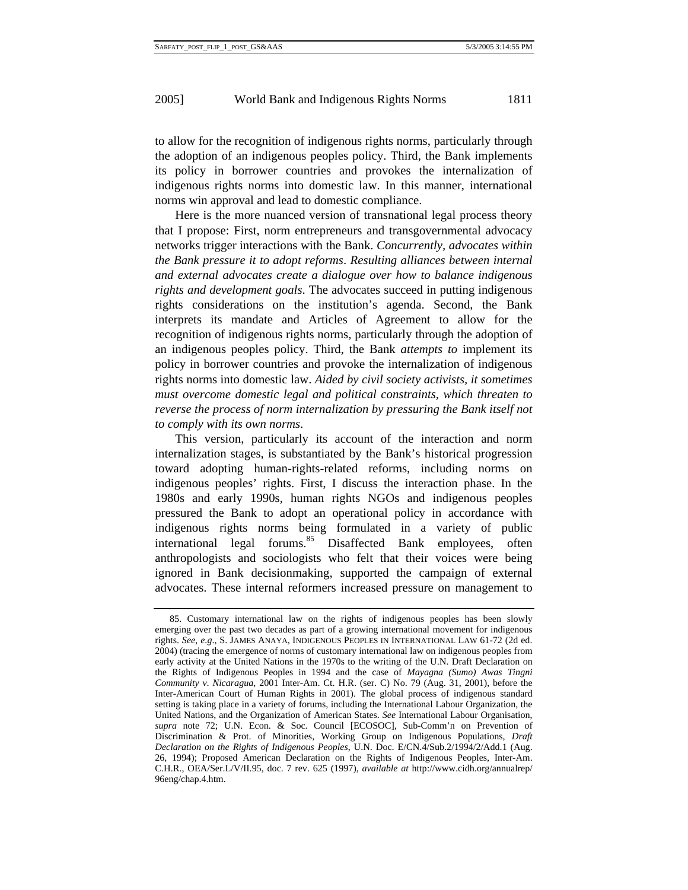to allow for the recognition of indigenous rights norms, particularly through the adoption of an indigenous peoples policy. Third, the Bank implements its policy in borrower countries and provokes the internalization of indigenous rights norms into domestic law. In this manner, international norms win approval and lead to domestic compliance.

Here is the more nuanced version of transnational legal process theory that I propose: First, norm entrepreneurs and transgovernmental advocacy networks trigger interactions with the Bank. *Concurrently, advocates within the Bank pressure it to adopt reforms*. *Resulting alliances between internal and external advocates create a dialogue over how to balance indigenous rights and development goals*. The advocates succeed in putting indigenous rights considerations on the institution's agenda. Second, the Bank interprets its mandate and Articles of Agreement to allow for the recognition of indigenous rights norms, particularly through the adoption of an indigenous peoples policy. Third, the Bank *attempts to* implement its policy in borrower countries and provoke the internalization of indigenous rights norms into domestic law. *Aided by civil society activists, it sometimes must overcome domestic legal and political constraints, which threaten to reverse the process of norm internalization by pressuring the Bank itself not to comply with its own norms*.

This version, particularly its account of the interaction and norm internalization stages, is substantiated by the Bank's historical progression toward adopting human-rights-related reforms, including norms on indigenous peoples' rights. First, I discuss the interaction phase. In the 1980s and early 1990s, human rights NGOs and indigenous peoples pressured the Bank to adopt an operational policy in accordance with indigenous rights norms being formulated in a variety of public international legal forums.[85] Disaffected Bank employees, often anthropologists and sociologists who felt that their voices were being ignored in Bank decisionmaking, supported the campaign of external advocates. These internal reformers increased pressure on management to

---

85. Customary international law on the rights of indigenous peoples has been slowly emerging over the past two decades as part of a growing international movement for indigenous rights. *See, e.g*., S. JAMES ANAYA, INDIGENOUS PEOPLES IN INTERNATIONAL LAW 61-72 (2d ed. 2004) (tracing the emergence of norms of customary international law on indigenous peoples from early activity at the United Nations in the 1970s to the writing of the U.N. Draft Declaration on the Rights of Indigenous Peoples in 1994 and the case of *Mayagna (Sumo) Awas Tingni Community v. Nicaragua*, 2001 Inter-Am. Ct. H.R. (ser. C) No. 79 (Aug. 31, 2001), before the Inter-American Court of Human Rights in 2001). The global process of indigenous standard setting is taking place in a variety of forums, including the International Labour Organization, the United Nations, and the Organization of American States. *See* International Labour Organisation, *supra* note 72; U.N. Econ. & Soc. Council [ECOSOC], Sub-Comm'n on Prevention of Discrimination & Prot. of Minorities, Working Group on Indigenous Populations, *Draft Declaration on the Rights of Indigenous Peoples*, U.N. Doc. E/CN.4/Sub.2/1994/2/Add.1 (Aug. 26, 1994); Proposed American Declaration on the Rights of Indigenous Peoples, Inter-Am. C.H.R., OEA/Ser.L/V/II.95, doc. 7 rev. 625 (1997), *available at* http://www.cidh.org/annualrep/96eng/chap.4.htm.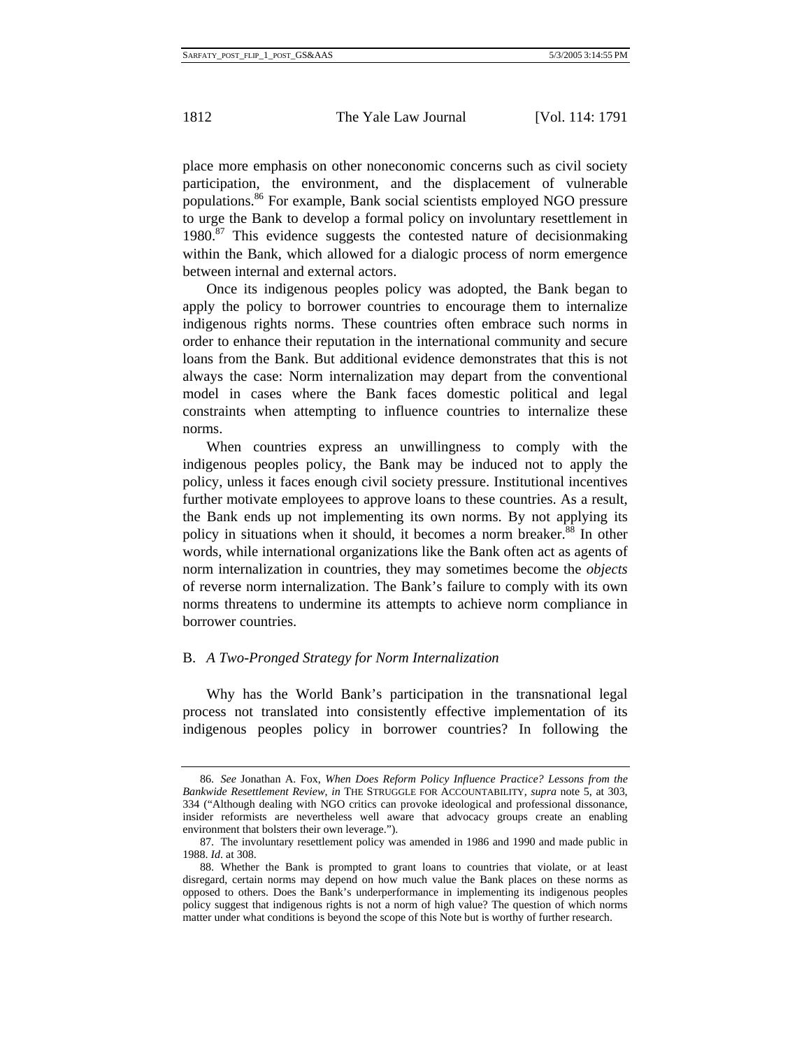place more emphasis on other noneconomic concerns such as civil society participation, the environment, and the displacement of vulnerable populations.[86] For example, Bank social scientists employed NGO pressure to urge the Bank to develop a formal policy on involuntary resettlement in 1980.[87] This evidence suggests the contested nature of decisionmaking within the Bank, which allowed for a dialogic process of norm emergence between internal and external actors.

Once its indigenous peoples policy was adopted, the Bank began to apply the policy to borrower countries to encourage them to internalize indigenous rights norms. These countries often embrace such norms in order to enhance their reputation in the international community and secure loans from the Bank. But additional evidence demonstrates that this is not always the case: Norm internalization may depart from the conventional model in cases where the Bank faces domestic political and legal constraints when attempting to influence countries to internalize these norms.

When countries express an unwillingness to comply with the indigenous peoples policy, the Bank may be induced not to apply the policy, unless it faces enough civil society pressure. Institutional incentives further motivate employees to approve loans to these countries. As a result, the Bank ends up not implementing its own norms. By not applying its policy in situations when it should, it becomes a norm breaker.[88] In other words, while international organizations like the Bank often act as agents of norm internalization in countries, they may sometimes become the *objects* of reverse norm internalization. The Bank's failure to comply with its own norms threatens to undermine its attempts to achieve norm compliance in borrower countries.

### B. *A Two-Pronged Strategy for Norm Internalization*

Why has the World Bank's participation in the transnational legal process not translated into consistently effective implementation of its indigenous peoples policy in borrower countries? In following the

---

86. *See* Jonathan A. Fox, *When Does Reform Policy Influence Practice? Lessons from the Bankwide Resettlement Review*, *in* THE STRUGGLE FOR ACCOUNTABILITY, *supra* note 5, at 303, 334 ("Although dealing with NGO critics can provoke ideological and professional dissonance, insider reformists are nevertheless well aware that advocacy groups create an enabling environment that bolsters their own leverage.").

87. The involuntary resettlement policy was amended in 1986 and 1990 and made public in 1988. *Id*. at 308.

88. Whether the Bank is prompted to grant loans to countries that violate, or at least disregard, certain norms may depend on how much value the Bank places on these norms as opposed to others. Does the Bank's underperformance in implementing its indigenous peoples policy suggest that indigenous rights is not a norm of high value? The question of which norms matter under what conditions is beyond the scope of this Note but is worthy of further research.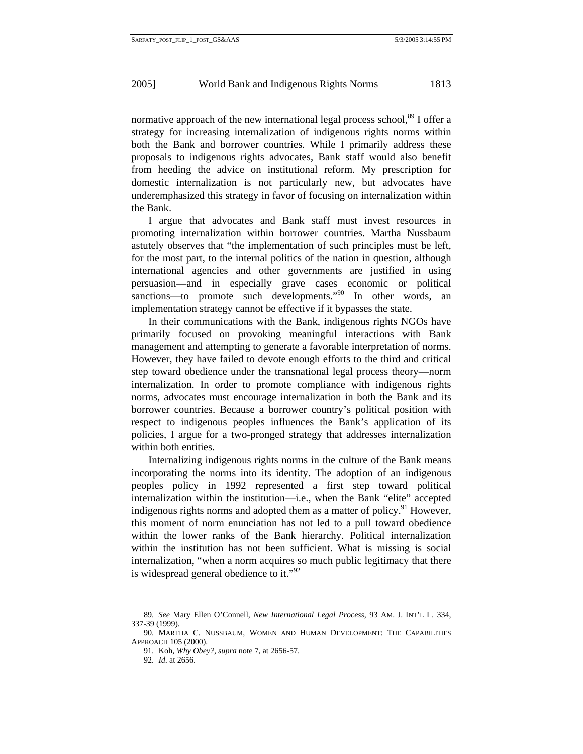normative approach of the new international legal process school,[89] I offer a strategy for increasing internalization of indigenous rights norms within both the Bank and borrower countries. While I primarily address these proposals to indigenous rights advocates, Bank staff would also benefit from heeding the advice on institutional reform. My prescription for domestic internalization is not particularly new, but advocates have underemphasized this strategy in favor of focusing on internalization within the Bank.

I argue that advocates and Bank staff must invest resources in promoting internalization within borrower countries. Martha Nussbaum astutely observes that "the implementation of such principles must be left, for the most part, to the internal politics of the nation in question, although international agencies and other governments are justified in using persuasion—and in especially grave cases economic or political sanctions—to promote such developments."[90] In other words, an implementation strategy cannot be effective if it bypasses the state.

In their communications with the Bank, indigenous rights NGOs have primarily focused on provoking meaningful interactions with Bank management and attempting to generate a favorable interpretation of norms. However, they have failed to devote enough efforts to the third and critical step toward obedience under the transnational legal process theory—norm internalization. In order to promote compliance with indigenous rights norms, advocates must encourage internalization in both the Bank and its borrower countries. Because a borrower country's political position with respect to indigenous peoples influences the Bank's application of its policies, I argue for a two-pronged strategy that addresses internalization within both entities.

Internalizing indigenous rights norms in the culture of the Bank means incorporating the norms into its identity. The adoption of an indigenous peoples policy in 1992 represented a first step toward political internalization within the institution—i.e., when the Bank "elite" accepted indigenous rights norms and adopted them as a matter of policy.[91] However, this moment of norm enunciation has not led to a pull toward obedience within the lower ranks of the Bank hierarchy. Political internalization within the institution has not been sufficient. What is missing is social internalization, "when a norm acquires so much public legitimacy that there is widespread general obedience to it."[92]

---

89. *See* Mary Ellen O'Connell, *New International Legal Process*, 93 AM. J. INT'L L. 334, 337-39 (1999).

90. MARTHA C. NUSSBAUM, WOMEN AND HUMAN DEVELOPMENT: THE CAPABILITIES APPROACH 105 (2000).

91. Koh, *Why Obey?*, *supra* note 7, at 2656-57.

92. *Id*. at 2656.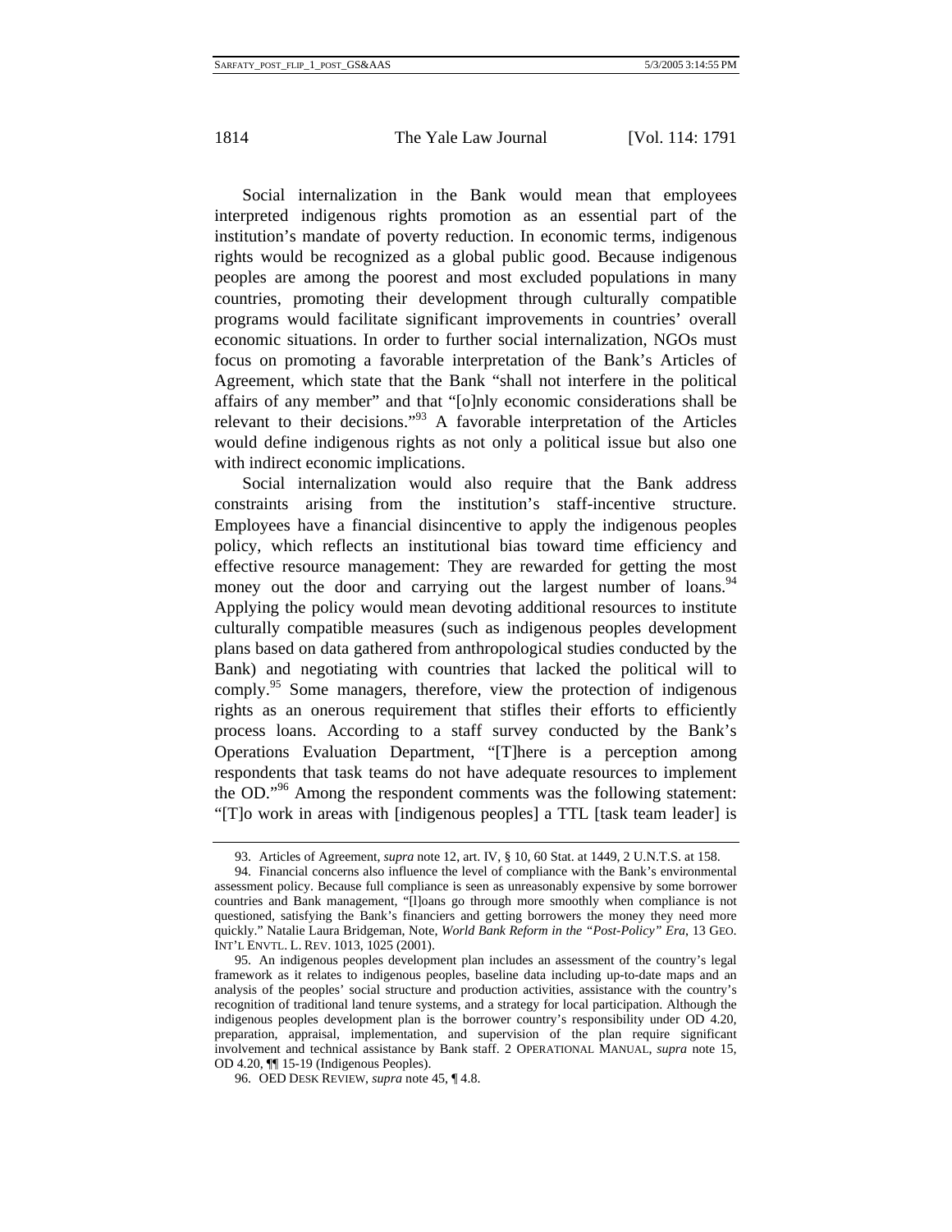Social internalization in the Bank would mean that employees interpreted indigenous rights promotion as an essential part of the institution's mandate of poverty reduction. In economic terms, indigenous rights would be recognized as a global public good. Because indigenous peoples are among the poorest and most excluded populations in many countries, promoting their development through culturally compatible programs would facilitate significant improvements in countries' overall economic situations. In order to further social internalization, NGOs must focus on promoting a favorable interpretation of the Bank's Articles of Agreement, which state that the Bank "shall not interfere in the political affairs of any member" and that "[o]nly economic considerations shall be relevant to their decisions."[93] A favorable interpretation of the Articles would define indigenous rights as not only a political issue but also one with indirect economic implications.

Social internalization would also require that the Bank address constraints arising from the institution's staff-incentive structure. Employees have a financial disincentive to apply the indigenous peoples policy, which reflects an institutional bias toward time efficiency and effective resource management: They are rewarded for getting the most money out the door and carrying out the largest number of loans.[94] Applying the policy would mean devoting additional resources to institute culturally compatible measures (such as indigenous peoples development plans based on data gathered from anthropological studies conducted by the Bank) and negotiating with countries that lacked the political will to comply.[95] Some managers, therefore, view the protection of indigenous rights as an onerous requirement that stifles their efforts to efficiently process loans. According to a staff survey conducted by the Bank's Operations Evaluation Department, "[T]here is a perception among respondents that task teams do not have adequate resources to implement the OD."[96] Among the respondent comments was the following statement: "[T]o work in areas with [indigenous peoples] a TTL [task team leader] is

---

93. Articles of Agreement, *supra* note 12, art. IV, § 10, 60 Stat. at 1449, 2 U.N.T.S. at 158.

94. Financial concerns also influence the level of compliance with the Bank's environmental assessment policy. Because full compliance is seen as unreasonably expensive by some borrower countries and Bank management, "[l]oans go through more smoothly when compliance is not questioned, satisfying the Bank's financiers and getting borrowers the money they need more quickly." Natalie Laura Bridgeman, Note, *World Bank Reform in the "Post-Policy" Era*, 13 GEO. INT'L ENVTL. L. REV. 1013, 1025 (2001).

95. An indigenous peoples development plan includes an assessment of the country's legal framework as it relates to indigenous peoples, baseline data including up-to-date maps and an analysis of the peoples' social structure and production activities, assistance with the country's recognition of traditional land tenure systems, and a strategy for local participation. Although the indigenous peoples development plan is the borrower country's responsibility under OD 4.20, preparation, appraisal, implementation, and supervision of the plan require significant involvement and technical assistance by Bank staff. 2 OPERATIONAL MANUAL, *supra* note 15, OD 4.20, ¶¶ 15-19 (Indigenous Peoples).

96. OED DESK REVIEW, *supra* note 45, ¶ 4.8.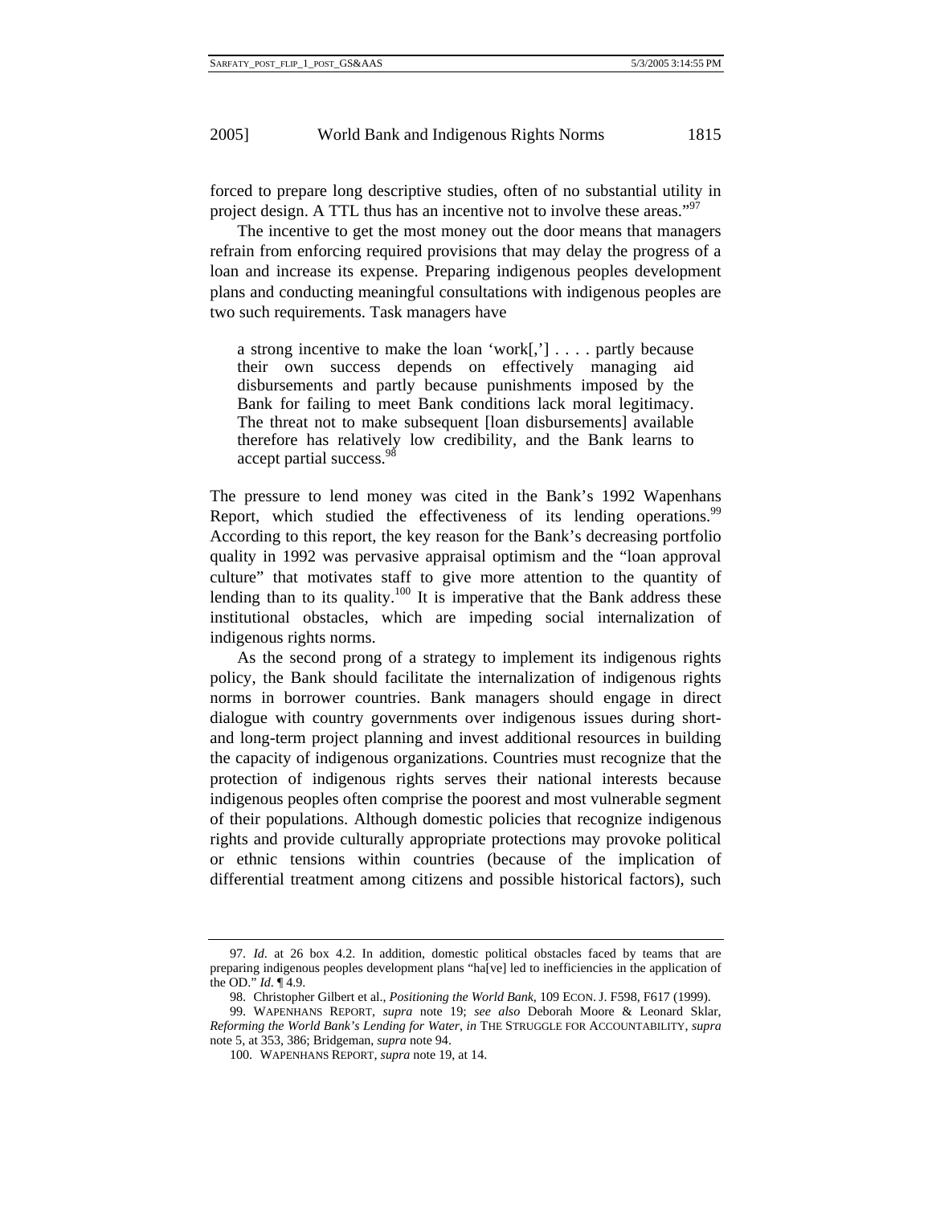forced to prepare long descriptive studies, often of no substantial utility in project design. A TTL thus has an incentive not to involve these areas."[97]

The incentive to get the most money out the door means that managers refrain from enforcing required provisions that may delay the progress of a loan and increase its expense. Preparing indigenous peoples development plans and conducting meaningful consultations with indigenous peoples are two such requirements. Task managers have

> a strong incentive to make the loan 'work[,'] . . . . partly because their own success depends on effectively managing aid disbursements and partly because punishments imposed by the Bank for failing to meet Bank conditions lack moral legitimacy. The threat not to make subsequent [loan disbursements] available therefore has relatively low credibility, and the Bank learns to accept partial success.[98]

The pressure to lend money was cited in the Bank's 1992 Wapenhans Report, which studied the effectiveness of its lending operations.[99] According to this report, the key reason for the Bank's decreasing portfolio quality in 1992 was pervasive appraisal optimism and the "loan approval culture" that motivates staff to give more attention to the quantity of lending than to its quality.[100] It is imperative that the Bank address these institutional obstacles, which are impeding social internalization of indigenous rights norms.

As the second prong of a strategy to implement its indigenous rights policy, the Bank should facilitate the internalization of indigenous rights norms in borrower countries. Bank managers should engage in direct dialogue with country governments over indigenous issues during short- and long-term project planning and invest additional resources in building the capacity of indigenous organizations. Countries must recognize that the protection of indigenous rights serves their national interests because indigenous peoples often comprise the poorest and most vulnerable segment of their populations. Although domestic policies that recognize indigenous rights and provide culturally appropriate protections may provoke political or ethnic tensions within countries (because of the implication of differential treatment among citizens and possible historical factors), such

---

97. *Id.* at 26 box 4.2. In addition, domestic political obstacles faced by teams that are preparing indigenous peoples development plans "ha[ve] led to inefficiencies in the application of the OD." *Id.* ¶ 4.9.

98. Christopher Gilbert et al., *Positioning the World Bank*, 109 ECON. J. F598, F617 (1999).

99. WAPENHANS REPORT, *supra* note 19; *see also* Deborah Moore & Leonard Sklar, *Reforming the World Bank's Lending for Water*, *in* THE STRUGGLE FOR ACCOUNTABILITY, *supra* note 5, at 353, 386; Bridgeman, *supra* note 94.

100. WAPENHANS REPORT, *supra* note 19, at 14.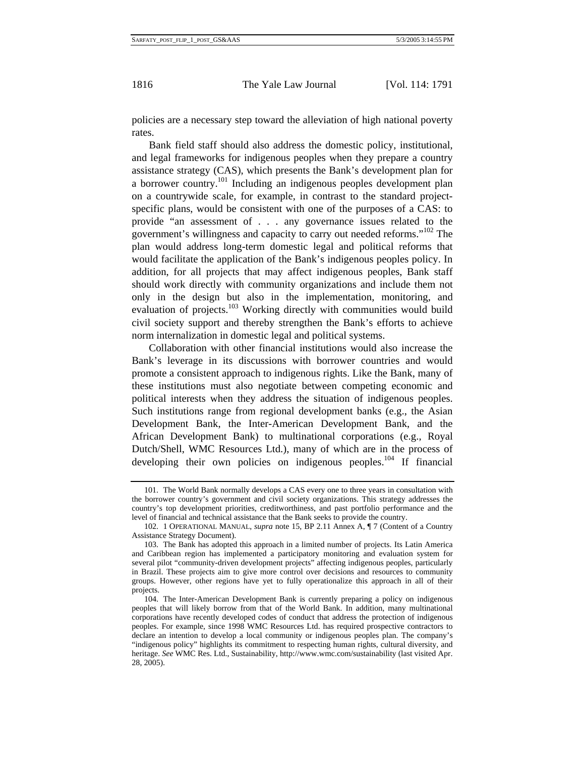policies are a necessary step toward the alleviation of high national poverty rates.

Bank field staff should also address the domestic policy, institutional, and legal frameworks for indigenous peoples when they prepare a country assistance strategy (CAS), which presents the Bank's development plan for a borrower country.[101] Including an indigenous peoples development plan on a countrywide scale, for example, in contrast to the standard project-specific plans, would be consistent with one of the purposes of a CAS: to provide "an assessment of . . . any governance issues related to the government's willingness and capacity to carry out needed reforms."[102] The plan would address long-term domestic legal and political reforms that would facilitate the application of the Bank's indigenous peoples policy. In addition, for all projects that may affect indigenous peoples, Bank staff should work directly with community organizations and include them not only in the design but also in the implementation, monitoring, and evaluation of projects.[103] Working directly with communities would build civil society support and thereby strengthen the Bank's efforts to achieve norm internalization in domestic legal and political systems.

Collaboration with other financial institutions would also increase the Bank's leverage in its discussions with borrower countries and would promote a consistent approach to indigenous rights. Like the Bank, many of these institutions must also negotiate between competing economic and political interests when they address the situation of indigenous peoples. Such institutions range from regional development banks (e.g., the Asian Development Bank, the Inter-American Development Bank, and the African Development Bank) to multinational corporations (e.g., Royal Dutch/Shell, WMC Resources Ltd.), many of which are in the process of developing their own policies on indigenous peoples.[104] If financial

---

101. The World Bank normally develops a CAS every one to three years in consultation with the borrower country's government and civil society organizations. This strategy addresses the country's top development priorities, creditworthiness, and past portfolio performance and the level of financial and technical assistance that the Bank seeks to provide the country.

102. 1 OPERATIONAL MANUAL, *supra* note 15, BP 2.11 Annex A, ¶ 7 (Content of a Country Assistance Strategy Document).

103. The Bank has adopted this approach in a limited number of projects. Its Latin America and Caribbean region has implemented a participatory monitoring and evaluation system for several pilot "community-driven development projects" affecting indigenous peoples, particularly in Brazil. These projects aim to give more control over decisions and resources to community groups. However, other regions have yet to fully operationalize this approach in all of their projects.

104. The Inter-American Development Bank is currently preparing a policy on indigenous peoples that will likely borrow from that of the World Bank. In addition, many multinational corporations have recently developed codes of conduct that address the protection of indigenous peoples. For example, since 1998 WMC Resources Ltd. has required prospective contractors to declare an intention to develop a local community or indigenous peoples plan. The company's "indigenous policy" highlights its commitment to respecting human rights, cultural diversity, and heritage. *See* WMC Res. Ltd., Sustainability, http://www.wmc.com/sustainability (last visited Apr. 28, 2005).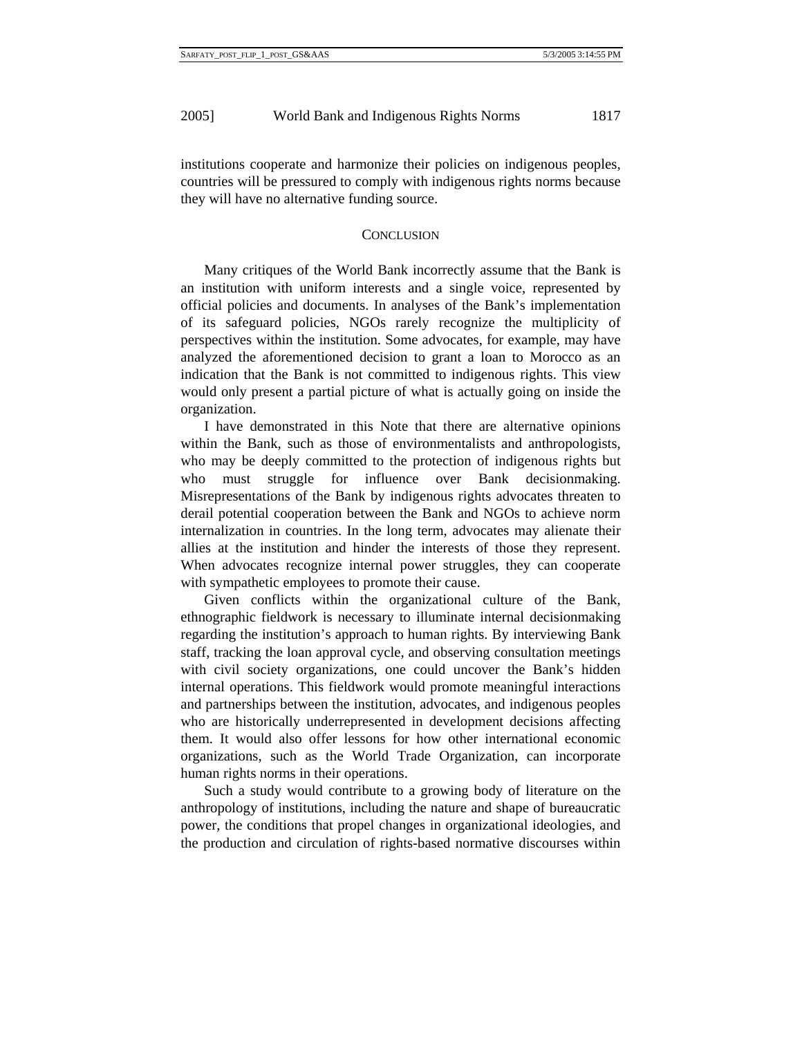institutions cooperate and harmonize their policies on indigenous peoples, countries will be pressured to comply with indigenous rights norms because they will have no alternative funding source.

## CONCLUSION

Many critiques of the World Bank incorrectly assume that the Bank is an institution with uniform interests and a single voice, represented by official policies and documents. In analyses of the Bank's implementation of its safeguard policies, NGOs rarely recognize the multiplicity of perspectives within the institution. Some advocates, for example, may have analyzed the aforementioned decision to grant a loan to Morocco as an indication that the Bank is not committed to indigenous rights. This view would only present a partial picture of what is actually going on inside the organization.

I have demonstrated in this Note that there are alternative opinions within the Bank, such as those of environmentalists and anthropologists, who may be deeply committed to the protection of indigenous rights but who must struggle for influence over Bank decisionmaking. Misrepresentations of the Bank by indigenous rights advocates threaten to derail potential cooperation between the Bank and NGOs to achieve norm internalization in countries. In the long term, advocates may alienate their allies at the institution and hinder the interests of those they represent. When advocates recognize internal power struggles, they can cooperate with sympathetic employees to promote their cause.

Given conflicts within the organizational culture of the Bank, ethnographic fieldwork is necessary to illuminate internal decisionmaking regarding the institution's approach to human rights. By interviewing Bank staff, tracking the loan approval cycle, and observing consultation meetings with civil society organizations, one could uncover the Bank's hidden internal operations. This fieldwork would promote meaningful interactions and partnerships between the institution, advocates, and indigenous peoples who are historically underrepresented in development decisions affecting them. It would also offer lessons for how other international economic organizations, such as the World Trade Organization, can incorporate human rights norms in their operations.

Such a study would contribute to a growing body of literature on the anthropology of institutions, including the nature and shape of bureaucratic power, the conditions that propel changes in organizational ideologies, and the production and circulation of rights-based normative discourses within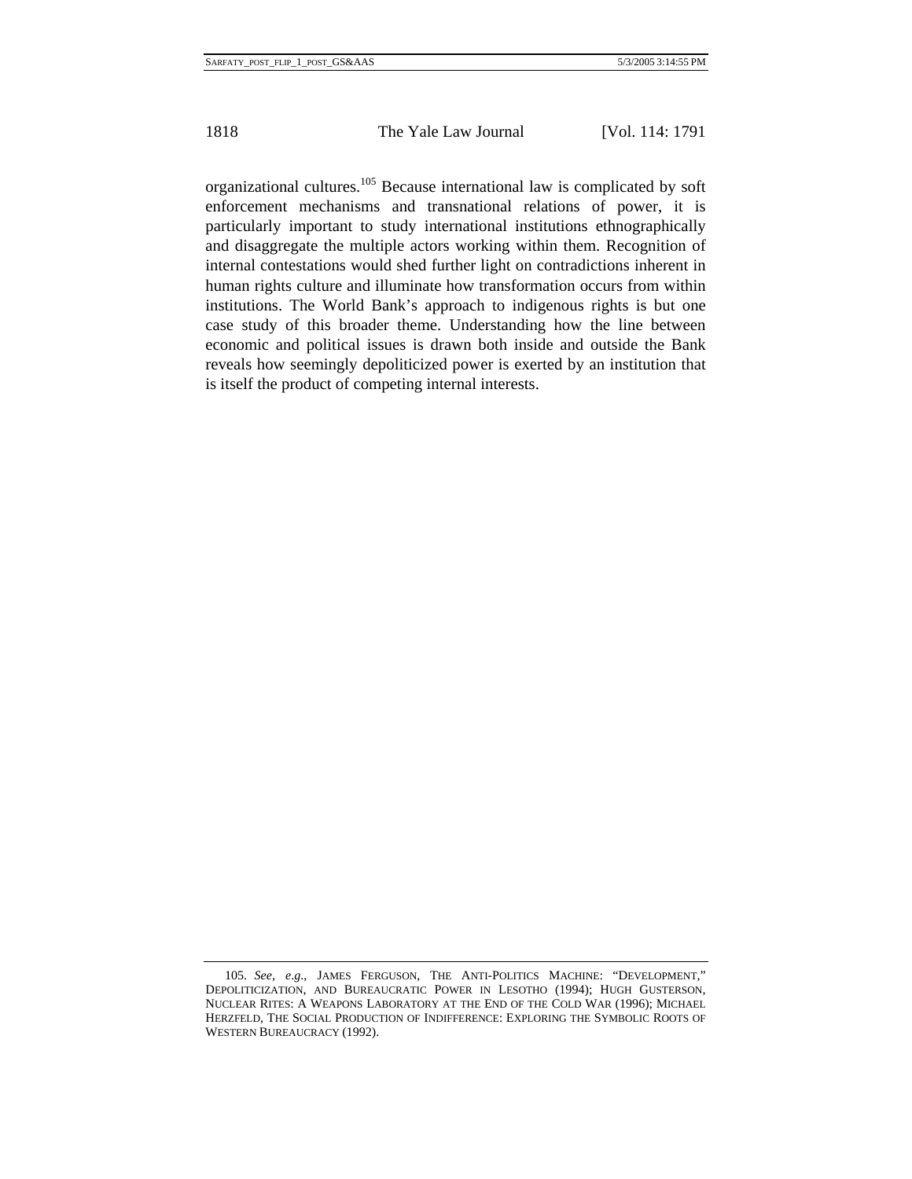organizational cultures.[105] Because international law is complicated by soft enforcement mechanisms and transnational relations of power, it is particularly important to study international institutions ethnographically and disaggregate the multiple actors working within them. Recognition of internal contestations would shed further light on contradictions inherent in human rights culture and illuminate how transformation occurs from within institutions. The World Bank's approach to indigenous rights is but one case study of this broader theme. Understanding how the line between economic and political issues is drawn both inside and outside the Bank reveals how seemingly depoliticized power is exerted by an institution that is itself the product of competing internal interests.

---

105. *See, e.g.*, JAMES FERGUSON, THE ANTI-POLITICS MACHINE: "DEVELOPMENT," DEPOLITICIZATION, AND BUREAUCRATIC POWER IN LESOTHO (1994); HUGH GUSTERSON, NUCLEAR RITES: A WEAPONS LABORATORY AT THE END OF THE COLD WAR (1996); MICHAEL HERZFELD, THE SOCIAL PRODUCTION OF INDIFFERENCE: EXPLORING THE SYMBOLIC ROOTS OF WESTERN BUREAUCRACY (1992).